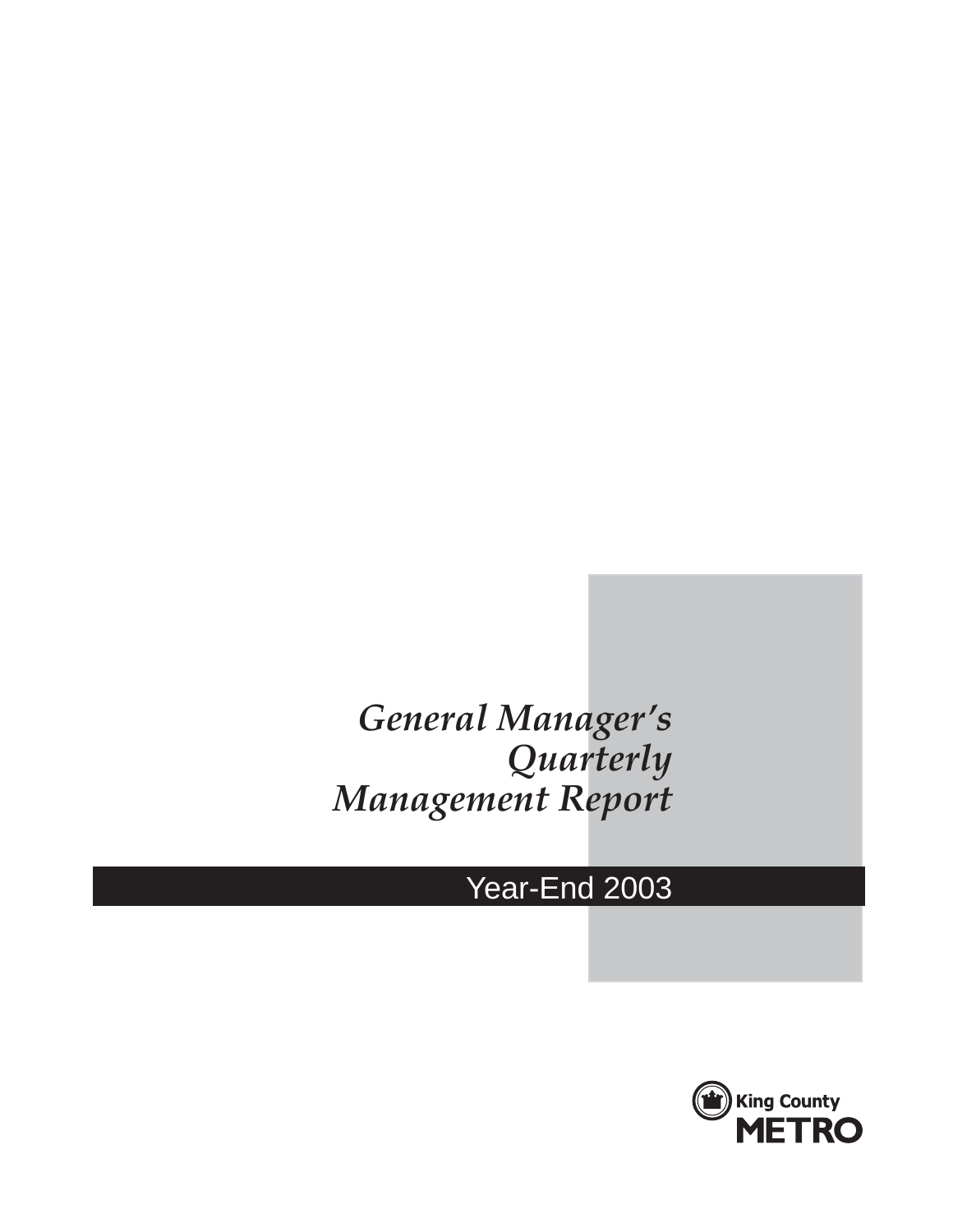# *General Manager's Quarterly Management Report*

## Year-End 2003

King County
METRO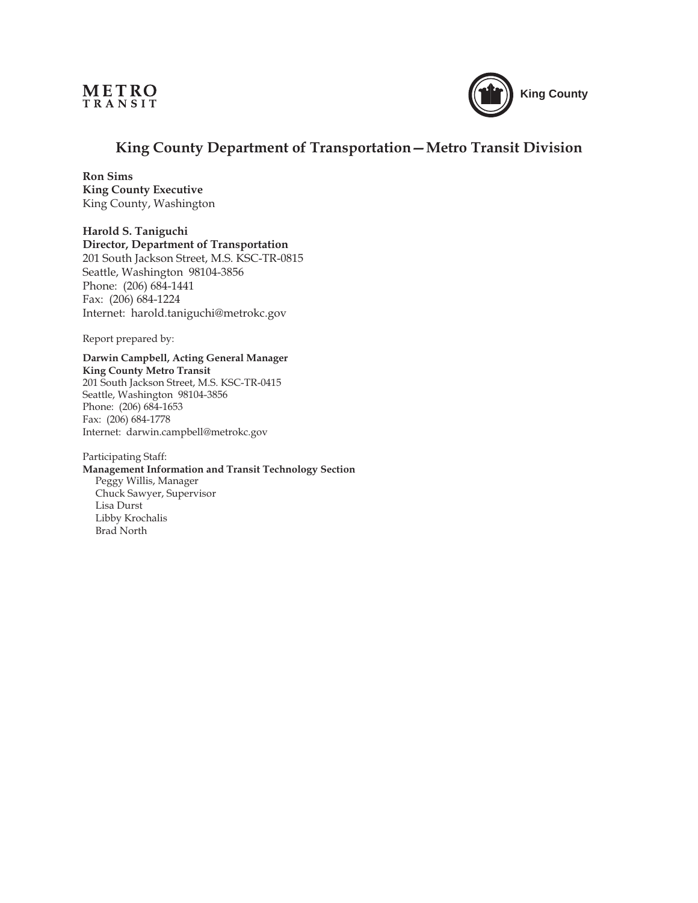**METRO**
**TRANSIT**

King County

## King County Department of Transportation—Metro Transit Division

**Ron Sims**
**King County Executive**
King County, Washington

**Harold S. Taniguchi**
**Director, Department of Transportation**
201 South Jackson Street, M.S. KSC-TR-0815
Seattle, Washington 98104-3856
Phone: (206) 684-1441
Fax: (206) 684-1224
Internet: harold.taniguchi@metrokc.gov

Report prepared by:

**Darwin Campbell, Acting General Manager**
**King County Metro Transit**
201 South Jackson Street, M.S. KSC-TR-0415
Seattle, Washington 98104-3856
Phone: (206) 684-1653
Fax: (206) 684-1778
Internet: darwin.campbell@metrokc.gov

Participating Staff:
**Management Information and Transit Technology Section**
Peggy Willis, Manager
Chuck Sawyer, Supervisor
Lisa Durst
Libby Krochalis
Brad North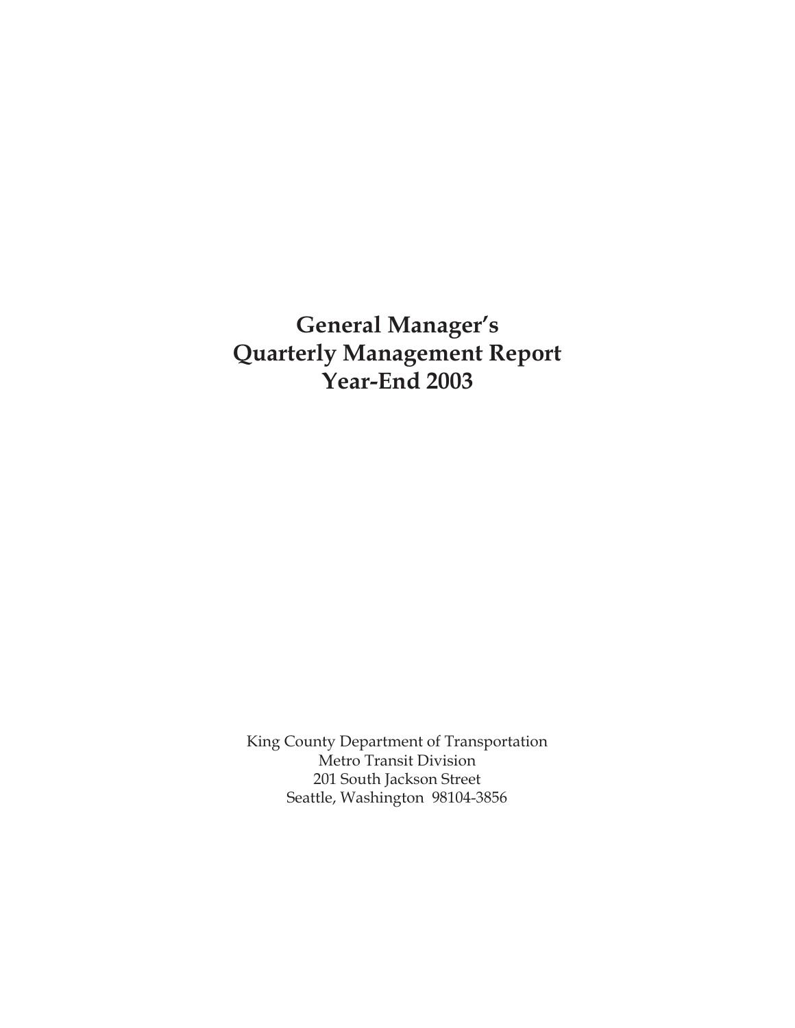# General Manager's Quarterly Management Report Year-End 2003

King County Department of Transportation
Metro Transit Division
201 South Jackson Street
Seattle, Washington 98104-3856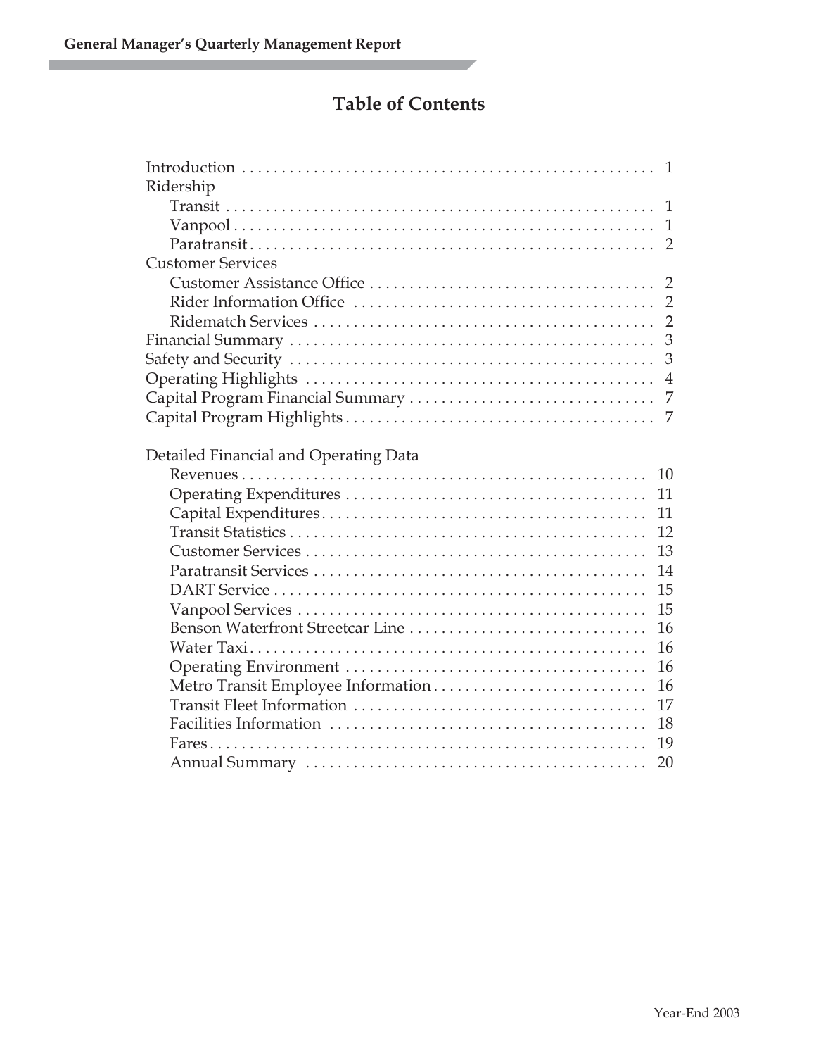# Table of Contents

| | |
|---|---|
| Introduction | 1 |
| Ridership | |
| Transit | 1 |
| Vanpool | 1 |
| Paratransit | 2 |
| Customer Services | |
| Customer Assistance Office | 2 |
| Rider Information Office | 2 |
| Ridematch Services | 2 |
| Financial Summary | 3 |
| Safety and Security | 3 |
| Operating Highlights | 4 |
| Capital Program Financial Summary | 7 |
| Capital Program Highlights | 7 |
| | |
| Detailed Financial and Operating Data | |
| Revenues | 10 |
| Operating Expenditures | 11 |
| Capital Expenditures | 11 |
| Transit Statistics | 12 |
| Customer Services | 13 |
| Paratransit Services | 14 |
| DART Service | 15 |
| Vanpool Services | 15 |
| Benson Waterfront Streetcar Line | 16 |
| Water Taxi | 16 |
| Operating Environment | 16 |
| Metro Transit Employee Information | 16 |
| Transit Fleet Information | 17 |
| Facilities Information | 18 |
| Fares | 19 |
| Annual Summary | 20 |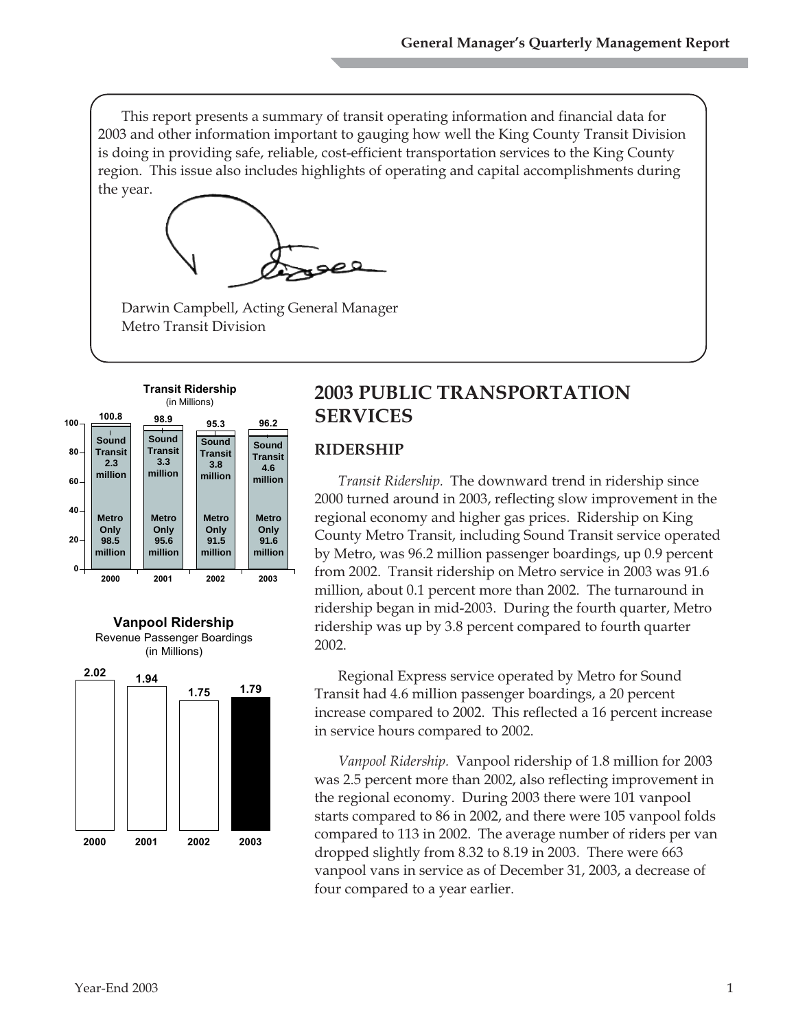This report presents a summary of transit operating information and financial data for 2003 and other information important to gauging how well the King County Transit Division is doing in providing safe, reliable, cost-efficient transportation services to the King County region. This issue also includes highlights of operating and capital accomplishments during the year.

Darwin Campbell, Acting General Manager
Metro Transit Division

**Transit Ridership**
(in Millions)

| | 2000 | 2001 | 2002 | 2003 |
|---|---|---|---|---|
| Total | 100.8 | 98.9 | 95.3 | 96.2 |
| Sound Transit | 2.3 million | 3.3 million | 3.8 million | 4.6 million |
| Metro Only | 98.5 million | 95.6 million | 91.5 million | 91.6 million |

**Vanpool Ridership**
Revenue Passenger Boardings
(in Millions)

| 2000 | 2001 | 2002 | 2003 |
|---|---|---|---|
| 2.02 | 1.94 | 1.75 | 1.79 |

# 2003 PUBLIC TRANSPORTATION SERVICES

## RIDERSHIP

*Transit Ridership.* The downward trend in ridership since 2000 turned around in 2003, reflecting slow improvement in the regional economy and higher gas prices. Ridership on King County Metro Transit, including Sound Transit service operated by Metro, was 96.2 million passenger boardings, up 0.9 percent from 2002. Transit ridership on Metro service in 2003 was 91.6 million, about 0.1 percent more than 2002. The turnaround in ridership began in mid-2003. During the fourth quarter, Metro ridership was up by 3.8 percent compared to fourth quarter 2002.

Regional Express service operated by Metro for Sound Transit had 4.6 million passenger boardings, a 20 percent increase compared to 2002. This reflected a 16 percent increase in service hours compared to 2002.

*Vanpool Ridership.* Vanpool ridership of 1.8 million for 2003 was 2.5 percent more than 2002, also reflecting improvement in the regional economy. During 2003 there were 101 vanpool starts compared to 86 in 2002, and there were 105 vanpool folds compared to 113 in 2002. The average number of riders per van dropped slightly from 8.32 to 8.19 in 2003. There were 663 vanpool vans in service as of December 31, 2003, a decrease of four compared to a year earlier.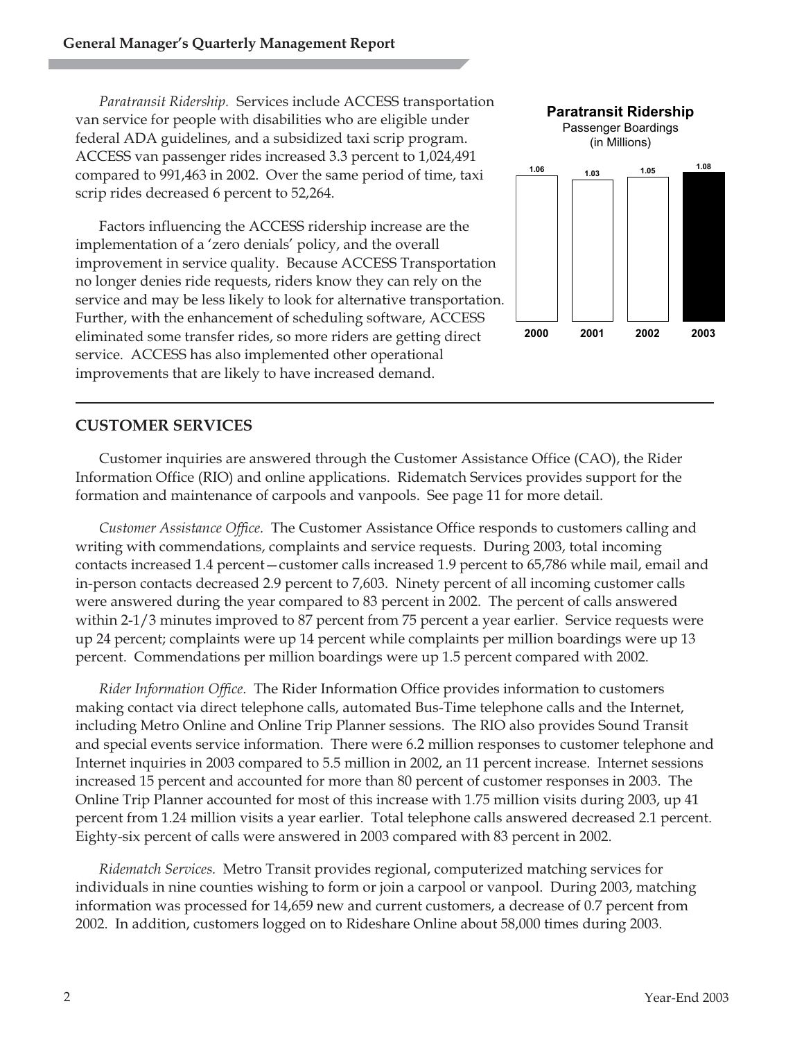*Paratransit Ridership.* Services include ACCESS transportation van service for people with disabilities who are eligible under federal ADA guidelines, and a subsidized taxi scrip program. ACCESS van passenger rides increased 3.3 percent to 1,024,491 compared to 991,463 in 2002. Over the same period of time, taxi scrip rides decreased 6 percent to 52,264.

Factors influencing the ACCESS ridership increase are the implementation of a 'zero denials' policy, and the overall improvement in service quality. Because ACCESS Transportation no longer denies ride requests, riders know they can rely on the service and may be less likely to look for alternative transportation. Further, with the enhancement of scheduling software, ACCESS eliminated some transfer rides, so more riders are getting direct service. ACCESS has also implemented other operational improvements that are likely to have increased demand.

**Paratransit Ridership**
Passenger Boardings
(in Millions)

| 2000 | 2001 | 2002 | 2003 |
|---|---|---|---|
| 1.06 | 1.03 | 1.05 | 1.08 |

## CUSTOMER SERVICES

Customer inquiries are answered through the Customer Assistance Office (CAO), the Rider Information Office (RIO) and online applications. Ridematch Services provides support for the formation and maintenance of carpools and vanpools. See page 11 for more detail.

*Customer Assistance Office.* The Customer Assistance Office responds to customers calling and writing with commendations, complaints and service requests. During 2003, total incoming contacts increased 1.4 percent—customer calls increased 1.9 percent to 65,786 while mail, email and in-person contacts decreased 2.9 percent to 7,603. Ninety percent of all incoming customer calls were answered during the year compared to 83 percent in 2002. The percent of calls answered within 2-1/3 minutes improved to 87 percent from 75 percent a year earlier. Service requests were up 24 percent; complaints were up 14 percent while complaints per million boardings were up 13 percent. Commendations per million boardings were up 1.5 percent compared with 2002.

*Rider Information Office.* The Rider Information Office provides information to customers making contact via direct telephone calls, automated Bus-Time telephone calls and the Internet, including Metro Online and Online Trip Planner sessions. The RIO also provides Sound Transit and special events service information. There were 6.2 million responses to customer telephone and Internet inquiries in 2003 compared to 5.5 million in 2002, an 11 percent increase. Internet sessions increased 15 percent and accounted for more than 80 percent of customer responses in 2003. The Online Trip Planner accounted for most of this increase with 1.75 million visits during 2003, up 41 percent from 1.24 million visits a year earlier. Total telephone calls answered decreased 2.1 percent. Eighty-six percent of calls were answered in 2003 compared with 83 percent in 2002.

*Ridematch Services.* Metro Transit provides regional, computerized matching services for individuals in nine counties wishing to form or join a carpool or vanpool. During 2003, matching information was processed for 14,659 new and current customers, a decrease of 0.7 percent from 2002. In addition, customers logged on to Rideshare Online about 58,000 times during 2003.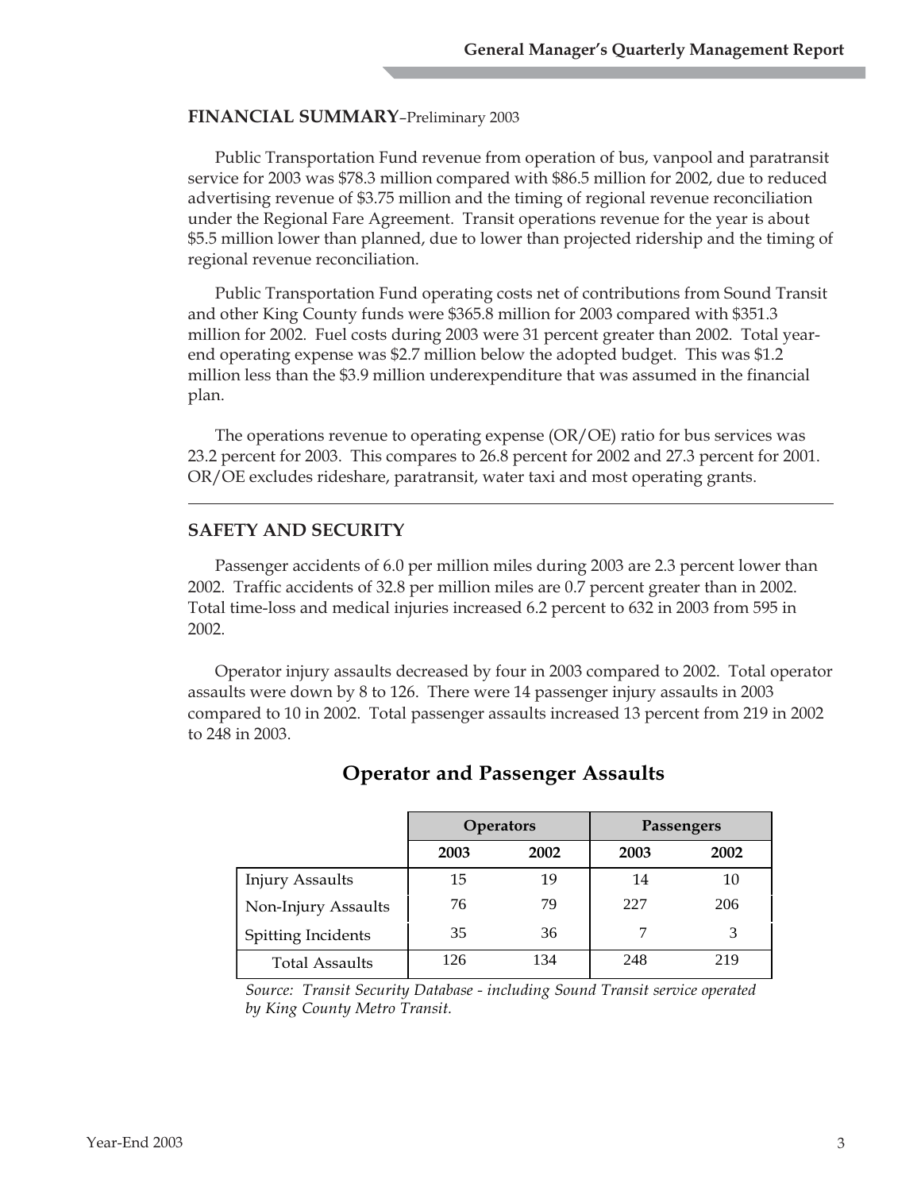## FINANCIAL SUMMARY–Preliminary 2003

Public Transportation Fund revenue from operation of bus, vanpool and paratransit service for 2003 was $78.3 million compared with $86.5 million for 2002, due to reduced advertising revenue of $3.75 million and the timing of regional revenue reconciliation under the Regional Fare Agreement. Transit operations revenue for the year is about $5.5 million lower than planned, due to lower than projected ridership and the timing of regional revenue reconciliation.

Public Transportation Fund operating costs net of contributions from Sound Transit and other King County funds were $365.8 million for 2003 compared with $351.3 million for 2002. Fuel costs during 2003 were 31 percent greater than 2002. Total year-end operating expense was $2.7 million below the adopted budget. This was $1.2 million less than the $3.9 million underexpenditure that was assumed in the financial plan.

The operations revenue to operating expense (OR/OE) ratio for bus services was 23.2 percent for 2003. This compares to 26.8 percent for 2002 and 27.3 percent for 2001. OR/OE excludes rideshare, paratransit, water taxi and most operating grants.

---

## SAFETY AND SECURITY

Passenger accidents of 6.0 per million miles during 2003 are 2.3 percent lower than 2002. Traffic accidents of 32.8 per million miles are 0.7 percent greater than in 2002. Total time-loss and medical injuries increased 6.2 percent to 632 in 2003 from 595 in 2002.

Operator injury assaults decreased by four in 2003 compared to 2002. Total operator assaults were down by 8 to 126. There were 14 passenger injury assaults in 2003 compared to 10 in 2002. Total passenger assaults increased 13 percent from 219 in 2002 to 248 in 2003.

### Operator and Passenger Assaults

| | Operators | | Passengers | |
|---|---|---|---|---|
| | 2003 | 2002 | 2003 | 2002 |
| Injury Assaults | 15 | 19 | 14 | 10 |
| Non-Injury Assaults | 76 | 79 | 227 | 206 |
| Spitting Incidents | 35 | 36 | 7 | 3 |
| Total Assaults | 126 | 134 | 248 | 219 |

*Source: Transit Security Database - including Sound Transit service operated by King County Metro Transit.*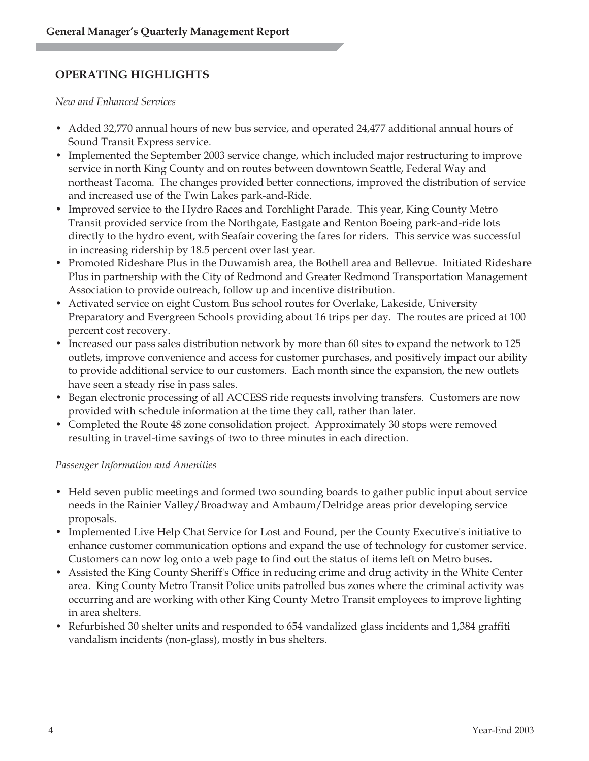## OPERATING HIGHLIGHTS

*New and Enhanced Services*

- Added 32,770 annual hours of new bus service, and operated 24,477 additional annual hours of Sound Transit Express service.
- Implemented the September 2003 service change, which included major restructuring to improve service in north King County and on routes between downtown Seattle, Federal Way and northeast Tacoma. The changes provided better connections, improved the distribution of service and increased use of the Twin Lakes park-and-Ride.
- Improved service to the Hydro Races and Torchlight Parade. This year, King County Metro Transit provided service from the Northgate, Eastgate and Renton Boeing park-and-ride lots directly to the hydro event, with Seafair covering the fares for riders. This service was successful in increasing ridership by 18.5 percent over last year.
- Promoted Rideshare Plus in the Duwamish area, the Bothell area and Bellevue. Initiated Rideshare Plus in partnership with the City of Redmond and Greater Redmond Transportation Management Association to provide outreach, follow up and incentive distribution.
- Activated service on eight Custom Bus school routes for Overlake, Lakeside, University Preparatory and Evergreen Schools providing about 16 trips per day. The routes are priced at 100 percent cost recovery.
- Increased our pass sales distribution network by more than 60 sites to expand the network to 125 outlets, improve convenience and access for customer purchases, and positively impact our ability to provide additional service to our customers. Each month since the expansion, the new outlets have seen a steady rise in pass sales.
- Began electronic processing of all ACCESS ride requests involving transfers. Customers are now provided with schedule information at the time they call, rather than later.
- Completed the Route 48 zone consolidation project. Approximately 30 stops were removed resulting in travel-time savings of two to three minutes in each direction.

*Passenger Information and Amenities*

- Held seven public meetings and formed two sounding boards to gather public input about service needs in the Rainier Valley/Broadway and Ambaum/Delridge areas prior developing service proposals.
- Implemented Live Help Chat Service for Lost and Found, per the County Executive's initiative to enhance customer communication options and expand the use of technology for customer service. Customers can now log onto a web page to find out the status of items left on Metro buses.
- Assisted the King County Sheriff's Office in reducing crime and drug activity in the White Center area. King County Metro Transit Police units patrolled bus zones where the criminal activity was occurring and are working with other King County Metro Transit employees to improve lighting in area shelters.
- Refurbished 30 shelter units and responded to 654 vandalized glass incidents and 1,384 graffiti vandalism incidents (non-glass), mostly in bus shelters.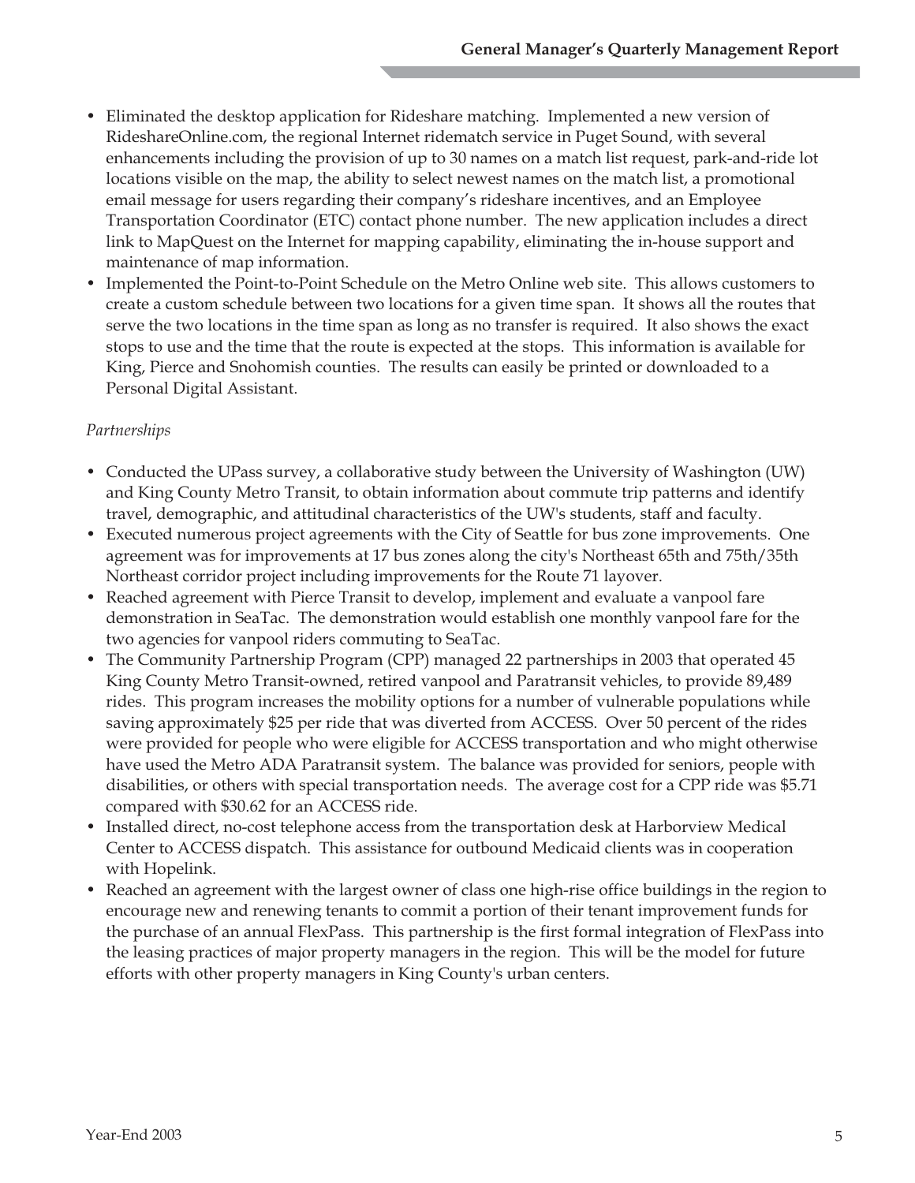- Eliminated the desktop application for Rideshare matching. Implemented a new version of RideshareOnline.com, the regional Internet ridematch service in Puget Sound, with several enhancements including the provision of up to 30 names on a match list request, park-and-ride lot locations visible on the map, the ability to select newest names on the match list, a promotional email message for users regarding their company's rideshare incentives, and an Employee Transportation Coordinator (ETC) contact phone number. The new application includes a direct link to MapQuest on the Internet for mapping capability, eliminating the in-house support and maintenance of map information.
- Implemented the Point-to-Point Schedule on the Metro Online web site. This allows customers to create a custom schedule between two locations for a given time span. It shows all the routes that serve the two locations in the time span as long as no transfer is required. It also shows the exact stops to use and the time that the route is expected at the stops. This information is available for King, Pierce and Snohomish counties. The results can easily be printed or downloaded to a Personal Digital Assistant.

*Partnerships*

- Conducted the UPass survey, a collaborative study between the University of Washington (UW) and King County Metro Transit, to obtain information about commute trip patterns and identify travel, demographic, and attitudinal characteristics of the UW's students, staff and faculty.
- Executed numerous project agreements with the City of Seattle for bus zone improvements. One agreement was for improvements at 17 bus zones along the city's Northeast 65th and 75th/35th Northeast corridor project including improvements for the Route 71 layover.
- Reached agreement with Pierce Transit to develop, implement and evaluate a vanpool fare demonstration in SeaTac. The demonstration would establish one monthly vanpool fare for the two agencies for vanpool riders commuting to SeaTac.
- The Community Partnership Program (CPP) managed 22 partnerships in 2003 that operated 45 King County Metro Transit-owned, retired vanpool and Paratransit vehicles, to provide 89,489 rides. This program increases the mobility options for a number of vulnerable populations while saving approximately $25 per ride that was diverted from ACCESS. Over 50 percent of the rides were provided for people who were eligible for ACCESS transportation and who might otherwise have used the Metro ADA Paratransit system. The balance was provided for seniors, people with disabilities, or others with special transportation needs. The average cost for a CPP ride was $5.71 compared with $30.62 for an ACCESS ride.
- Installed direct, no-cost telephone access from the transportation desk at Harborview Medical Center to ACCESS dispatch. This assistance for outbound Medicaid clients was in cooperation with Hopelink.
- Reached an agreement with the largest owner of class one high-rise office buildings in the region to encourage new and renewing tenants to commit a portion of their tenant improvement funds for the purchase of an annual FlexPass. This partnership is the first formal integration of FlexPass into the leasing practices of major property managers in the region. This will be the model for future efforts with other property managers in King County's urban centers.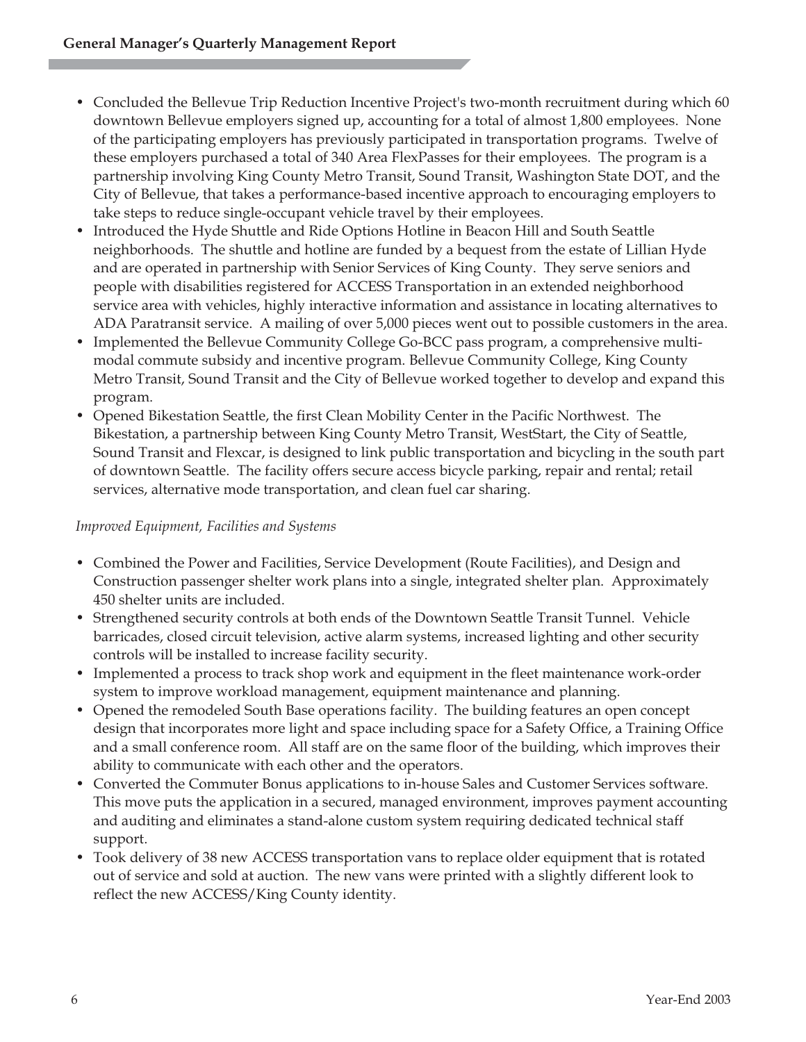- Concluded the Bellevue Trip Reduction Incentive Project's two-month recruitment during which 60 downtown Bellevue employers signed up, accounting for a total of almost 1,800 employees. None of the participating employers has previously participated in transportation programs. Twelve of these employers purchased a total of 340 Area FlexPasses for their employees. The program is a partnership involving King County Metro Transit, Sound Transit, Washington State DOT, and the City of Bellevue, that takes a performance-based incentive approach to encouraging employers to take steps to reduce single-occupant vehicle travel by their employees.
- Introduced the Hyde Shuttle and Ride Options Hotline in Beacon Hill and South Seattle neighborhoods. The shuttle and hotline are funded by a bequest from the estate of Lillian Hyde and are operated in partnership with Senior Services of King County. They serve seniors and people with disabilities registered for ACCESS Transportation in an extended neighborhood service area with vehicles, highly interactive information and assistance in locating alternatives to ADA Paratransit service. A mailing of over 5,000 pieces went out to possible customers in the area.
- Implemented the Bellevue Community College Go-BCC pass program, a comprehensive multi-modal commute subsidy and incentive program. Bellevue Community College, King County Metro Transit, Sound Transit and the City of Bellevue worked together to develop and expand this program.
- Opened Bikestation Seattle, the first Clean Mobility Center in the Pacific Northwest. The Bikestation, a partnership between King County Metro Transit, WestStart, the City of Seattle, Sound Transit and Flexcar, is designed to link public transportation and bicycling in the south part of downtown Seattle. The facility offers secure access bicycle parking, repair and rental; retail services, alternative mode transportation, and clean fuel car sharing.

*Improved Equipment, Facilities and Systems*

- Combined the Power and Facilities, Service Development (Route Facilities), and Design and Construction passenger shelter work plans into a single, integrated shelter plan. Approximately 450 shelter units are included.
- Strengthened security controls at both ends of the Downtown Seattle Transit Tunnel. Vehicle barricades, closed circuit television, active alarm systems, increased lighting and other security controls will be installed to increase facility security.
- Implemented a process to track shop work and equipment in the fleet maintenance work-order system to improve workload management, equipment maintenance and planning.
- Opened the remodeled South Base operations facility. The building features an open concept design that incorporates more light and space including space for a Safety Office, a Training Office and a small conference room. All staff are on the same floor of the building, which improves their ability to communicate with each other and the operators.
- Converted the Commuter Bonus applications to in-house Sales and Customer Services software. This move puts the application in a secured, managed environment, improves payment accounting and auditing and eliminates a stand-alone custom system requiring dedicated technical staff support.
- Took delivery of 38 new ACCESS transportation vans to replace older equipment that is rotated out of service and sold at auction. The new vans were printed with a slightly different look to reflect the new ACCESS/King County identity.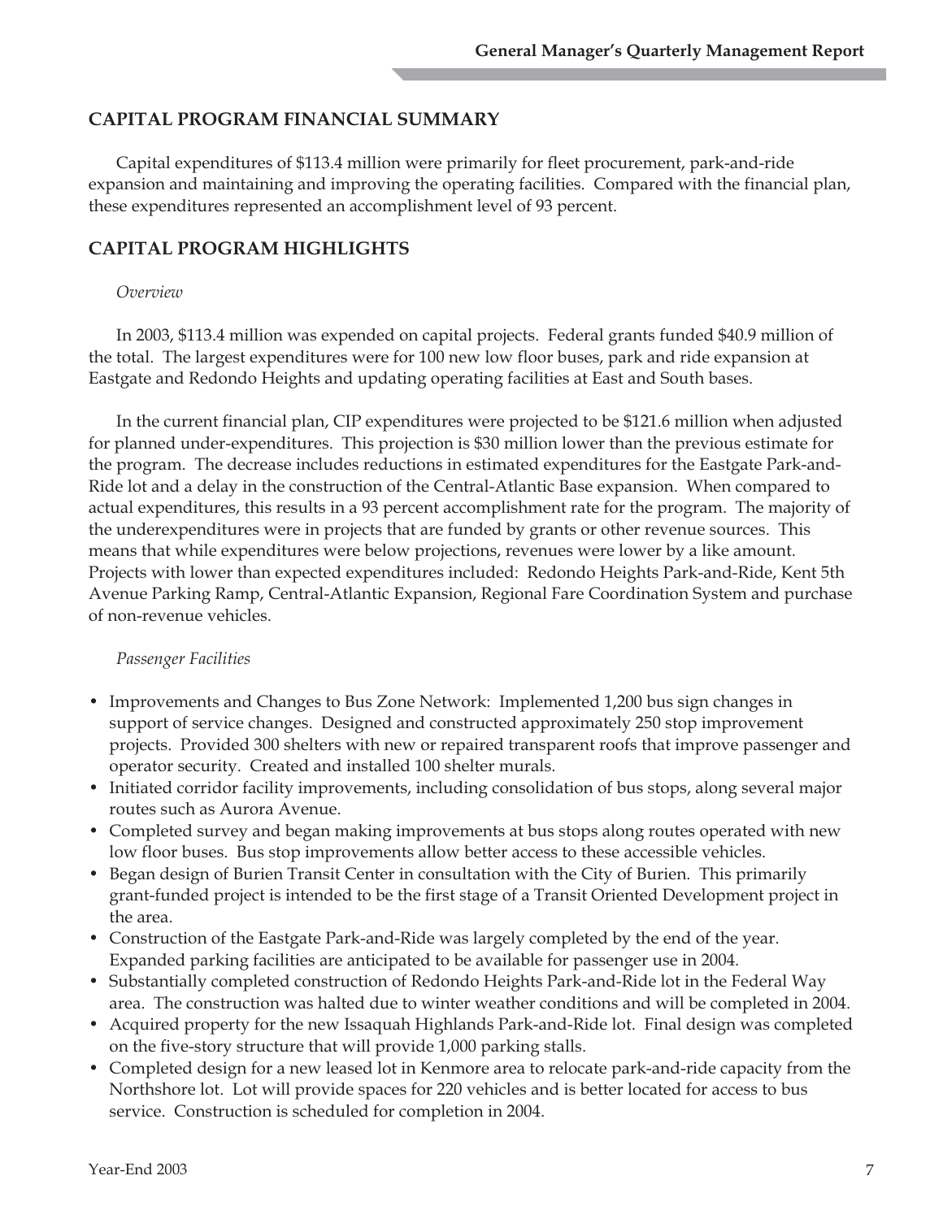## CAPITAL PROGRAM FINANCIAL SUMMARY

Capital expenditures of $113.4 million were primarily for fleet procurement, park-and-ride expansion and maintaining and improving the operating facilities. Compared with the financial plan, these expenditures represented an accomplishment level of 93 percent.

## CAPITAL PROGRAM HIGHLIGHTS

*Overview*

In 2003, $113.4 million was expended on capital projects. Federal grants funded $40.9 million of the total. The largest expenditures were for 100 new low floor buses, park and ride expansion at Eastgate and Redondo Heights and updating operating facilities at East and South bases.

In the current financial plan, CIP expenditures were projected to be $121.6 million when adjusted for planned under-expenditures. This projection is $30 million lower than the previous estimate for the program. The decrease includes reductions in estimated expenditures for the Eastgate Park-and-Ride lot and a delay in the construction of the Central-Atlantic Base expansion. When compared to actual expenditures, this results in a 93 percent accomplishment rate for the program. The majority of the underexpenditures were in projects that are funded by grants or other revenue sources. This means that while expenditures were below projections, revenues were lower by a like amount. Projects with lower than expected expenditures included: Redondo Heights Park-and-Ride, Kent 5th Avenue Parking Ramp, Central-Atlantic Expansion, Regional Fare Coordination System and purchase of non-revenue vehicles.

*Passenger Facilities*

- Improvements and Changes to Bus Zone Network: Implemented 1,200 bus sign changes in support of service changes. Designed and constructed approximately 250 stop improvement projects. Provided 300 shelters with new or repaired transparent roofs that improve passenger and operator security. Created and installed 100 shelter murals.
- Initiated corridor facility improvements, including consolidation of bus stops, along several major routes such as Aurora Avenue.
- Completed survey and began making improvements at bus stops along routes operated with new low floor buses. Bus stop improvements allow better access to these accessible vehicles.
- Began design of Burien Transit Center in consultation with the City of Burien. This primarily grant-funded project is intended to be the first stage of a Transit Oriented Development project in the area.
- Construction of the Eastgate Park-and-Ride was largely completed by the end of the year. Expanded parking facilities are anticipated to be available for passenger use in 2004.
- Substantially completed construction of Redondo Heights Park-and-Ride lot in the Federal Way area. The construction was halted due to winter weather conditions and will be completed in 2004.
- Acquired property for the new Issaquah Highlands Park-and-Ride lot. Final design was completed on the five-story structure that will provide 1,000 parking stalls.
- Completed design for a new leased lot in Kenmore area to relocate park-and-ride capacity from the Northshore lot. Lot will provide spaces for 220 vehicles and is better located for access to bus service. Construction is scheduled for completion in 2004.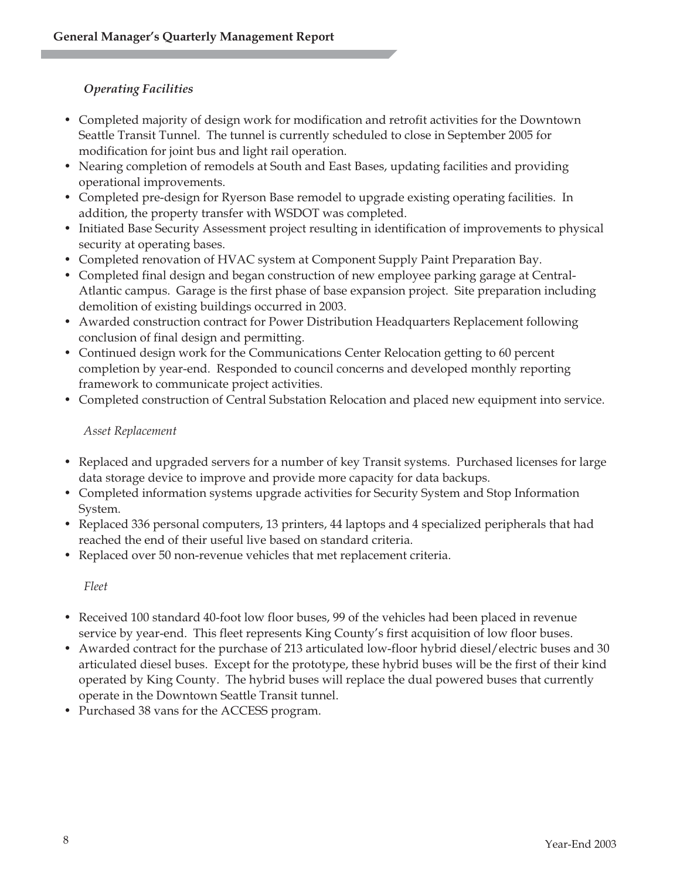*Operating Facilities*

- Completed majority of design work for modification and retrofit activities for the Downtown Seattle Transit Tunnel. The tunnel is currently scheduled to close in September 2005 for modification for joint bus and light rail operation.
- Nearing completion of remodels at South and East Bases, updating facilities and providing operational improvements.
- Completed pre-design for Ryerson Base remodel to upgrade existing operating facilities. In addition, the property transfer with WSDOT was completed.
- Initiated Base Security Assessment project resulting in identification of improvements to physical security at operating bases.
- Completed renovation of HVAC system at Component Supply Paint Preparation Bay.
- Completed final design and began construction of new employee parking garage at Central-Atlantic campus. Garage is the first phase of base expansion project. Site preparation including demolition of existing buildings occurred in 2003.
- Awarded construction contract for Power Distribution Headquarters Replacement following conclusion of final design and permitting.
- Continued design work for the Communications Center Relocation getting to 60 percent completion by year-end. Responded to council concerns and developed monthly reporting framework to communicate project activities.
- Completed construction of Central Substation Relocation and placed new equipment into service.

*Asset Replacement*

- Replaced and upgraded servers for a number of key Transit systems. Purchased licenses for large data storage device to improve and provide more capacity for data backups.
- Completed information systems upgrade activities for Security System and Stop Information System.
- Replaced 336 personal computers, 13 printers, 44 laptops and 4 specialized peripherals that had reached the end of their useful live based on standard criteria.
- Replaced over 50 non-revenue vehicles that met replacement criteria.

*Fleet*

- Received 100 standard 40-foot low floor buses, 99 of the vehicles had been placed in revenue service by year-end. This fleet represents King County's first acquisition of low floor buses.
- Awarded contract for the purchase of 213 articulated low-floor hybrid diesel/electric buses and 30 articulated diesel buses. Except for the prototype, these hybrid buses will be the first of their kind operated by King County. The hybrid buses will replace the dual powered buses that currently operate in the Downtown Seattle Transit tunnel.
- Purchased 38 vans for the ACCESS program.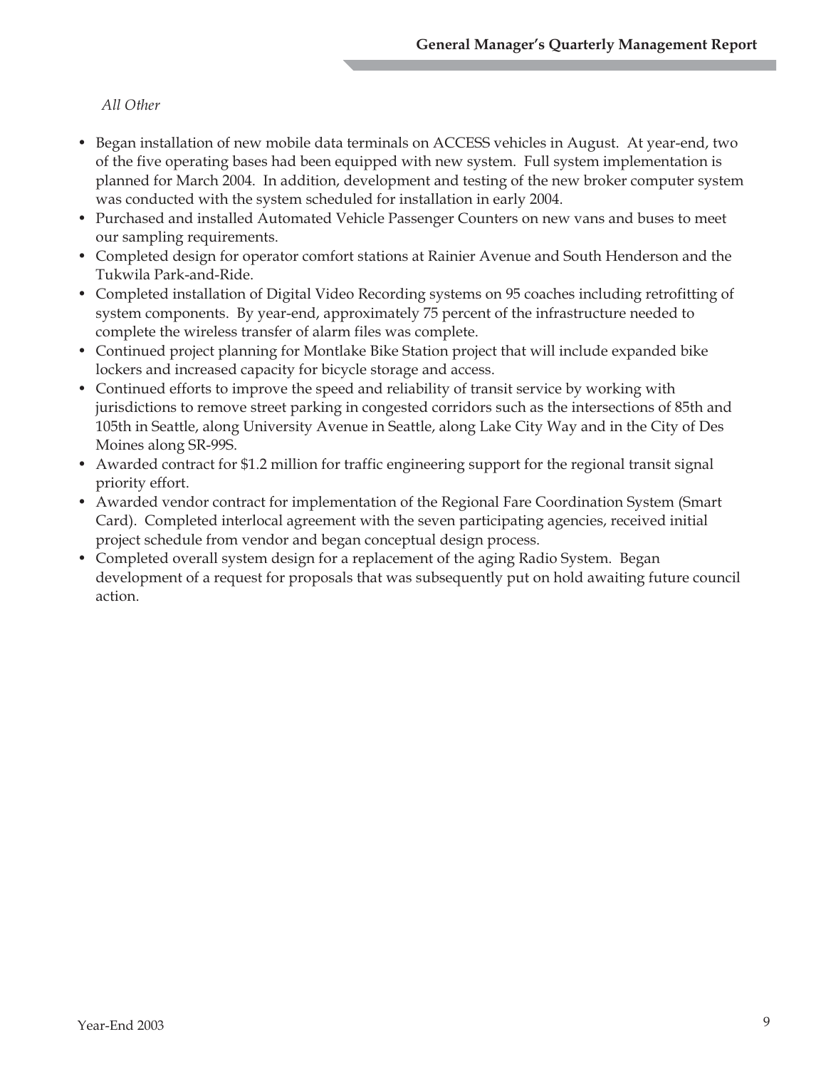*All Other*

- Began installation of new mobile data terminals on ACCESS vehicles in August. At year-end, two of the five operating bases had been equipped with new system. Full system implementation is planned for March 2004. In addition, development and testing of the new broker computer system was conducted with the system scheduled for installation in early 2004.
- Purchased and installed Automated Vehicle Passenger Counters on new vans and buses to meet our sampling requirements.
- Completed design for operator comfort stations at Rainier Avenue and South Henderson and the Tukwila Park-and-Ride.
- Completed installation of Digital Video Recording systems on 95 coaches including retrofitting of system components. By year-end, approximately 75 percent of the infrastructure needed to complete the wireless transfer of alarm files was complete.
- Continued project planning for Montlake Bike Station project that will include expanded bike lockers and increased capacity for bicycle storage and access.
- Continued efforts to improve the speed and reliability of transit service by working with jurisdictions to remove street parking in congested corridors such as the intersections of 85th and 105th in Seattle, along University Avenue in Seattle, along Lake City Way and in the City of Des Moines along SR-99S.
- Awarded contract for $1.2 million for traffic engineering support for the regional transit signal priority effort.
- Awarded vendor contract for implementation of the Regional Fare Coordination System (Smart Card). Completed interlocal agreement with the seven participating agencies, received initial project schedule from vendor and began conceptual design process.
- Completed overall system design for a replacement of the aging Radio System. Began development of a request for proposals that was subsequently put on hold awaiting future council action.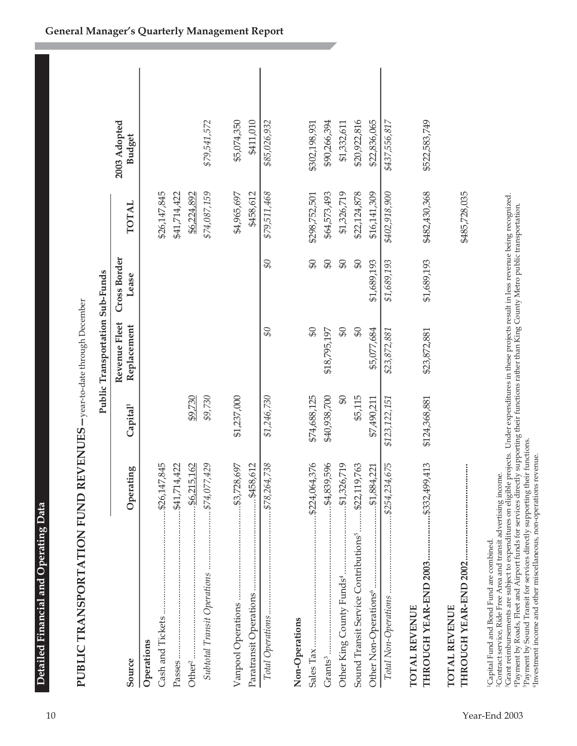## Detailed Financial and Operating Data

### PUBLIC TRANSPORTATION FUND REVENUES—year-to-date through December

| Source | Operating | Public Transportation Sub-Funds | | | TOTAL | 2003 Adopted Budget |
|---|---|---|---|---|---|---|
| | | Capital[1] | Revenue Fleet Replacement | Cross Border Lease | | |
| **Operations** | | | | | | |
| Cash and Tickets | $26,147,845 | | | | $26,147,845 | |
| Passes | $41,714,422 | | | | $41,714,422 | |
| Other[2] | $6,215,162 | $9,730 | | | $6,224,892 | |
| *Subtotal Transit Operations* | *$74,077,429* | *$9,730* | | | *$74,087,159* | *$79,541,572* |
| Vanpool Operations | $3,728,697 | $1,237,000 | | | $4,965,697 | $5,074,350 |
| Paratransit Operations | $458,612 | | | | $458,612 | $411,010 |
| *Total Operations* | *$78,264,738* | *$1,246,730* | *$0* | *$0* | *$79,511,468* | *$85,026,932* |
| **Non-Operations** | | | | | | |
| Sales Tax | $224,064,376 | $74,688,125 | $0 | $0 | $298,752,501 | $302,198,931 |
| Grants[3] | $4,839,596 | $40,938,700 | $18,795,197 | $0 | $64,573,493 | $90,266,394 |
| Other King County Funds[4] | $1,326,719 | $0 | $0 | $0 | $1,326,719 | $1,332,611 |
| Sound Transit Service Contributions[5] | $22,119,763 | $5,115 | $0 | $0 | $22,124,878 | $20,922,816 |
| Other Non-Operations[6] | $1,884,221 | $7,490,211 | $5,077,684 | $1,689,193 | $16,141,309 | $22,836,065 |
| *Total Non-Operations* | *$254,234,675* | *$123,122,151* | *$23,872,881* | *$1,689,193* | *$402,918,900* | *$437,556,817* |
| **TOTAL REVENUE THROUGH YEAR-END 2003** | $332,499,413 | $124,368,881 | $23,872,881 | $1,689,193 | $482,430,368 | $522,583,749 |
| **TOTAL REVENUE THROUGH YEAR-END 2002** | | | | | $485,728,035 | |

[1]Capital Fund and Bond Fund are combined.
[2]Contract service, Ride Free Area and transit advertising income.
[3]Grant reimbursements are subject to expenditures on eligible projects. Under expenditures in these projects result in less revenue being recognized.
[4]Payment by Roads, Fleet and Airport funds for services directly supporting their functions rather than King County Metro public transportation.
[5]Payment by Sound Transit for services directly supporting their functions.
[6]Investment income and other miscellaneous, non-operations revenue.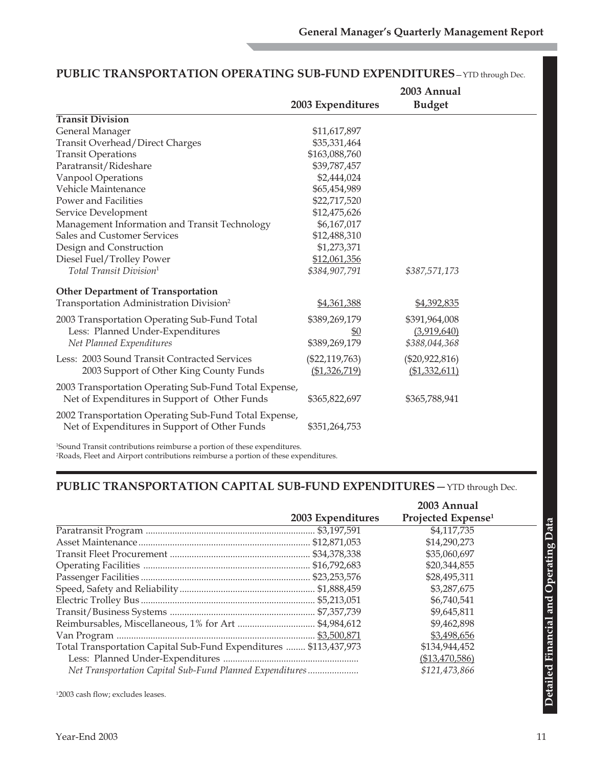## PUBLIC TRANSPORTATION OPERATING SUB-FUND EXPENDITURES – YTD through Dec.

| | 2003 Expenditures | 2003 Annual Budget |
|---|---|---|
| **Transit Division** | | |
| General Manager | $11,617,897 | |
| Transit Overhead/Direct Charges | $35,331,464 | |
| Transit Operations | $163,088,760 | |
| Paratransit/Rideshare | $39,787,457 | |
| Vanpool Operations | $2,444,024 | |
| Vehicle Maintenance | $65,454,989 | |
| Power and Facilities | $22,717,520 | |
| Service Development | $12,475,626 | |
| Management Information and Transit Technology | $6,167,017 | |
| Sales and Customer Services | $12,488,310 | |
| Design and Construction | $1,273,371 | |
| Diesel Fuel/Trolley Power | $12,061,356 | |
| *Total Transit Division*[1] | *$384,907,791* | *$387,571,173* |
| **Other Department of Transportation** | | |
| Transportation Administration Division[2] | $4,361,388 | $4,392,835 |
| 2003 Transportation Operating Sub-Fund Total | $389,269,179 | $391,964,008 |
| Less: Planned Under-Expenditures | $0 | (3,919,640) |
| *Net Planned Expenditures* | $389,269,179 | *$388,044,368* |
| Less: 2003 Sound Transit Contracted Services | ($22,119,763) | ($20,922,816) |
| 2003 Support of Other King County Funds | ($1,326,719) | ($1,332,611) |
| 2003 Transportation Operating Sub-Fund Total Expense, Net of Expenditures in Support of Other Funds | $365,822,697 | $365,788,941 |
| 2002 Transportation Operating Sub-Fund Total Expense, Net of Expenditures in Support of Other Funds | $351,264,753 | |

[1]Sound Transit contributions reimburse a portion of these expenditures.
[2]Roads, Fleet and Airport contributions reimburse a portion of these expenditures.

## PUBLIC TRANSPORTATION CAPITAL SUB-FUND EXPENDITURES — YTD through Dec.

| | 2003 Expenditures | 2003 Annual Projected Expense[1] |
|---|---|---|
| Paratransit Program | $3,197,591 | $4,117,735 |
| Asset Maintenance | $12,871,053 | $14,290,273 |
| Transit Fleet Procurement | $34,378,338 | $35,060,697 |
| Operating Facilities | $16,792,683 | $20,344,855 |
| Passenger Facilities | $23,253,576 | $28,495,311 |
| Speed, Safety and Reliability | $1,888,459 | $3,287,675 |
| Electric Trolley Bus | $5,213,051 | $6,740,541 |
| Transit/Business Systems | $7,357,739 | $9,645,811 |
| Reimbursables, Miscellaneous, 1% for Art | $4,984,612 | $9,462,898 |
| Van Program | $3,500,871 | $3,498,656 |
| Total Transportation Capital Sub-Fund Expenditures | $113,437,973 | $134,944,452 |
| Less: Planned Under-Expenditures | | ($13,470,586) |
| *Net Transportation Capital Sub-Fund Planned Expenditures* | | *$121,473,866* |

[1]2003 cash flow; excludes leases.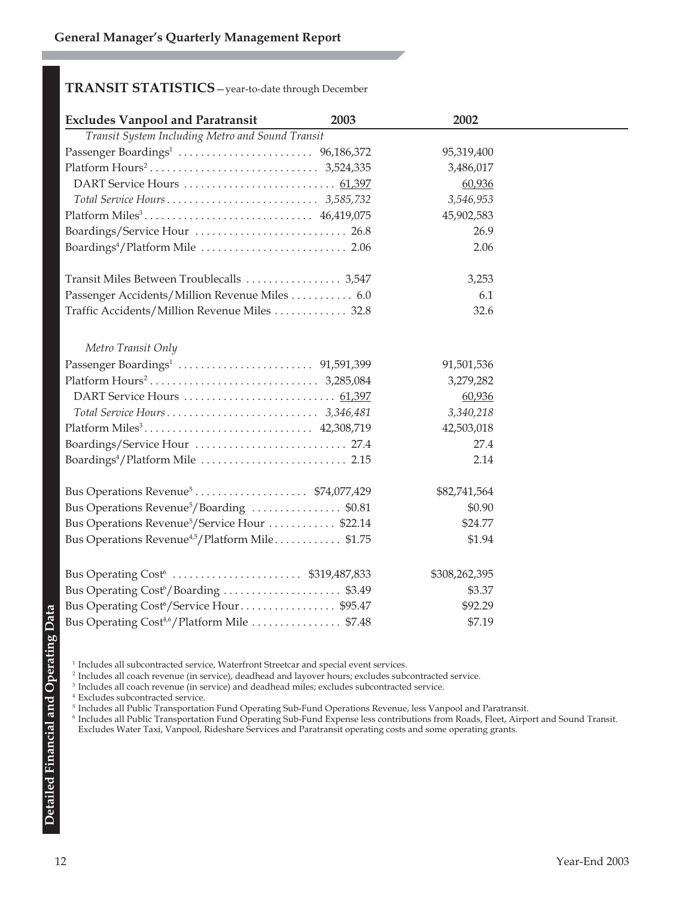## TRANSIT STATISTICS—year-to-date through December

| Excludes Vanpool and Paratransit | 2003 | 2002 |
|---|---|---|
| *Transit System Including Metro and Sound Transit* | | |
| Passenger Boardings[1] | 96,186,372 | 95,319,400 |
| Platform Hours[2] | 3,524,335 | 3,486,017 |
| DART Service Hours | 61,397 | 60,936 |
| *Total Service Hours* | *3,585,732* | *3,546,953* |
| Platform Miles[3] | 46,419,075 | 45,902,583 |
| Boardings/Service Hour | 26.8 | 26.9 |
| Boardings[4]/Platform Mile | 2.06 | 2.06 |
| Transit Miles Between Troublecalls | 3,547 | 3,253 |
| Passenger Accidents/Million Revenue Miles | 6.0 | 6.1 |
| Traffic Accidents/Million Revenue Miles | 32.8 | 32.6 |
| *Metro Transit Only* | | |
| Passenger Boardings[1] | 91,591,399 | 91,501,536 |
| Platform Hours[2] | 3,285,084 | 3,279,282 |
| DART Service Hours | 61,397 | 60,936 |
| *Total Service Hours* | *3,346,481* | *3,340,218* |
| Platform Miles[3] | 42,308,719 | 42,503,018 |
| Boardings/Service Hour | 27.4 | 27.4 |
| Boardings[4]/Platform Mile | 2.15 | 2.14 |
| Bus Operations Revenue[5] | $74,077,429 | $82,741,564 |
| Bus Operations Revenue[5]/Boarding | $0.81 | $0.90 |
| Bus Operations Revenue[5]/Service Hour | $22.14 | $24.77 |
| Bus Operations Revenue[4,5]/Platform Mile | $1.75 | $1.94 |
| Bus Operating Cost[6] | $319,487,833 | $308,262,395 |
| Bus Operating Cost[6]/Boarding | $3.49 | $3.37 |
| Bus Operating Cost[6]/Service Hour | $95.47 | $92.29 |
| Bus Operating Cost[4,6]/Platform Mile | $7.48 | $7.19 |

[1] Includes all subcontracted service, Waterfront Streetcar and special event services.
[2] Includes all coach revenue (in service), deadhead and layover hours; excludes subcontracted service.
[3] Includes all coach revenue (in service) and deadhead miles; excludes subcontracted service.
[4] Excludes subcontracted service.
[5] Includes all Public Transportation Fund Operating Sub-Fund Operations Revenue, less Vanpool and Paratransit.
[6] Includes all Public Transportation Fund Operating Sub-Fund Expense less contributions from Roads, Fleet, Airport and Sound Transit. Excludes Water Taxi, Vanpool, Rideshare Services and Paratransit operating costs and some operating grants.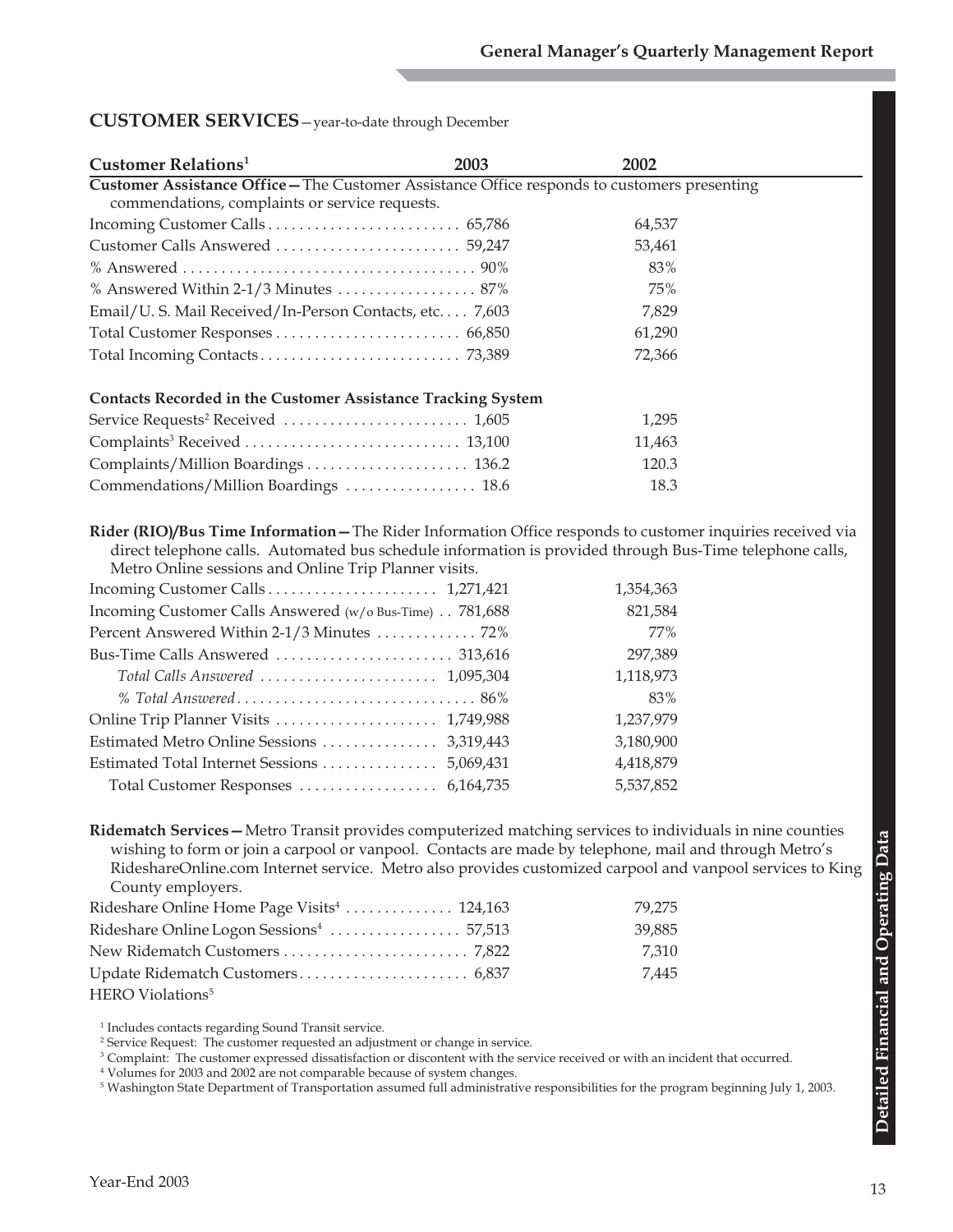## CUSTOMER SERVICES—year-to-date through December

| Customer Relations[1] | 2003 | 2002 |
|---|---|---|
| **Customer Assistance Office—**The Customer Assistance Office responds to customers presenting commendations, complaints or service requests. | | |
| Incoming Customer Calls | 65,786 | 64,537 |
| Customer Calls Answered | 59,247 | 53,461 |
| % Answered | 90% | 83% |
| % Answered Within 2-1/3 Minutes | 87% | 75% |
| Email/U. S. Mail Received/In-Person Contacts, etc. | 7,603 | 7,829 |
| Total Customer Responses | 66,850 | 61,290 |
| Total Incoming Contacts | 73,389 | 72,366 |
| **Contacts Recorded in the Customer Assistance Tracking System** | | |
| Service Requests[2] Received | 1,605 | 1,295 |
| Complaints[3] Received | 13,100 | 11,463 |
| Complaints/Million Boardings | 136.2 | 120.3 |
| Commendations/Million Boardings | 18.6 | 18.3 |
| **Rider (RIO)/Bus Time Information—**The Rider Information Office responds to customer inquiries received via direct telephone calls. Automated bus schedule information is provided through Bus-Time telephone calls, Metro Online sessions and Online Trip Planner visits. | | |
| Incoming Customer Calls | 1,271,421 | 1,354,363 |
| Incoming Customer Calls Answered (w/o Bus-Time) | 781,688 | 821,584 |
| Percent Answered Within 2-1/3 Minutes | 72% | 77% |
| Bus-Time Calls Answered | 313,616 | 297,389 |
| *Total Calls Answered* | 1,095,304 | 1,118,973 |
| *% Total Answered* | 86% | 83% |
| Online Trip Planner Visits | 1,749,988 | 1,237,979 |
| Estimated Metro Online Sessions | 3,319,443 | 3,180,900 |
| Estimated Total Internet Sessions | 5,069,431 | 4,418,879 |
| Total Customer Responses | 6,164,735 | 5,537,852 |
| **Ridematch Services—**Metro Transit provides computerized matching services to individuals in nine counties wishing to form or join a carpool or vanpool. Contacts are made by telephone, mail and through Metro's RideshareOnline.com Internet service. Metro also provides customized carpool and vanpool services to King County employers. | | |
| Rideshare Online Home Page Visits[4] | 124,163 | 79,275 |
| Rideshare Online Logon Sessions[4] | 57,513 | 39,885 |
| New Ridematch Customers | 7,822 | 7,310 |
| Update Ridematch Customers | 6,837 | 7,445 |
| HERO Violations[5] | | |

[1] Includes contacts regarding Sound Transit service.

[2] Service Request: The customer requested an adjustment or change in service.

[3] Complaint: The customer expressed dissatisfaction or discontent with the service received or with an incident that occurred.

[4] Volumes for 2003 and 2002 are not comparable because of system changes.

[5] Washington State Department of Transportation assumed full administrative responsibilities for the program beginning July 1, 2003.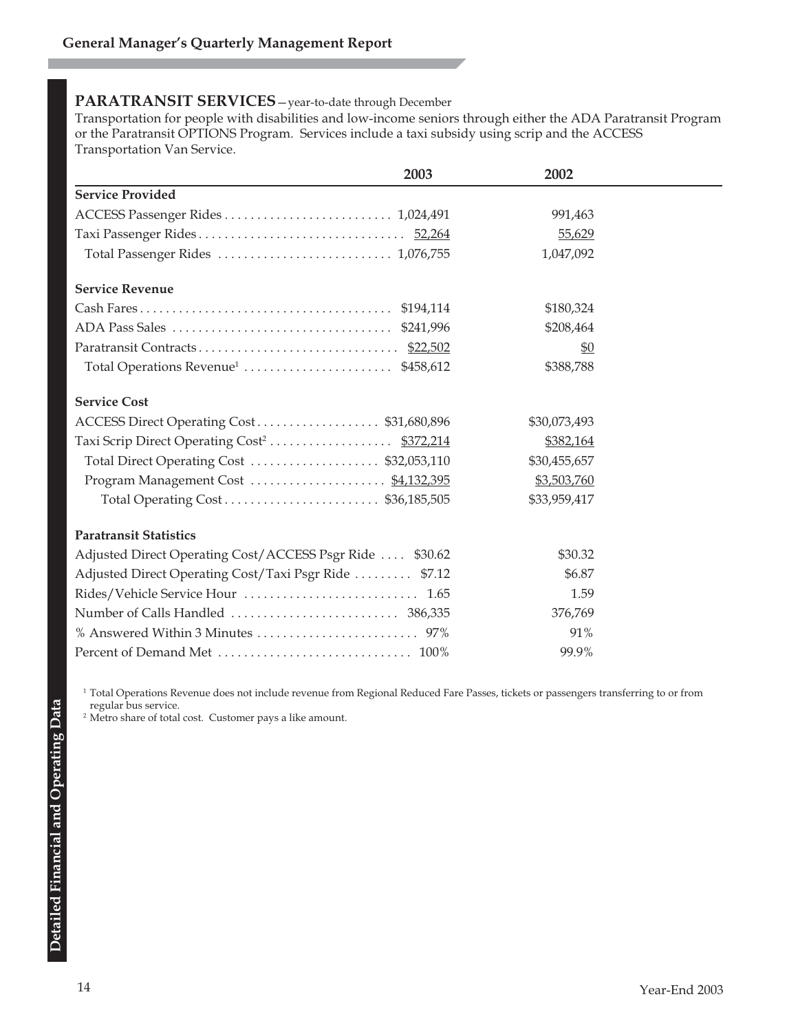## PARATRANSIT SERVICES—year-to-date through December

Transportation for people with disabilities and low-income seniors through either the ADA Paratransit Program or the Paratransit OPTIONS Program. Services include a taxi subsidy using scrip and the ACCESS Transportation Van Service.

| | 2003 | 2002 |
|---|---|---|
| **Service Provided** | | |
| ACCESS Passenger Rides | 1,024,491 | 991,463 |
| Taxi Passenger Rides | 52,264 | 55,629 |
| Total Passenger Rides | 1,076,755 | 1,047,092 |
| **Service Revenue** | | |
| Cash Fares | $194,114 | $180,324 |
| ADA Pass Sales | $241,996 | $208,464 |
| Paratransit Contracts | $22,502 | $0 |
| Total Operations Revenue[1] | $458,612 | $388,788 |
| **Service Cost** | | |
| ACCESS Direct Operating Cost | $31,680,896 | $30,073,493 |
| Taxi Scrip Direct Operating Cost[2] | $372,214 | $382,164 |
| Total Direct Operating Cost | $32,053,110 | $30,455,657 |
| Program Management Cost | $4,132,395 | $3,503,760 |
| Total Operating Cost | $36,185,505 | $33,959,417 |
| **Paratransit Statistics** | | |
| Adjusted Direct Operating Cost/ACCESS Psgr Ride | $30.62 | $30.32 |
| Adjusted Direct Operating Cost/Taxi Psgr Ride | $7.12 | $6.87 |
| Rides/Vehicle Service Hour | 1.65 | 1.59 |
| Number of Calls Handled | 386,335 | 376,769 |
| % Answered Within 3 Minutes | 97% | 91% |
| Percent of Demand Met | 100% | 99.9% |

[1] Total Operations Revenue does not include revenue from Regional Reduced Fare Passes, tickets or passengers transferring to or from regular bus service.

[2] Metro share of total cost. Customer pays a like amount.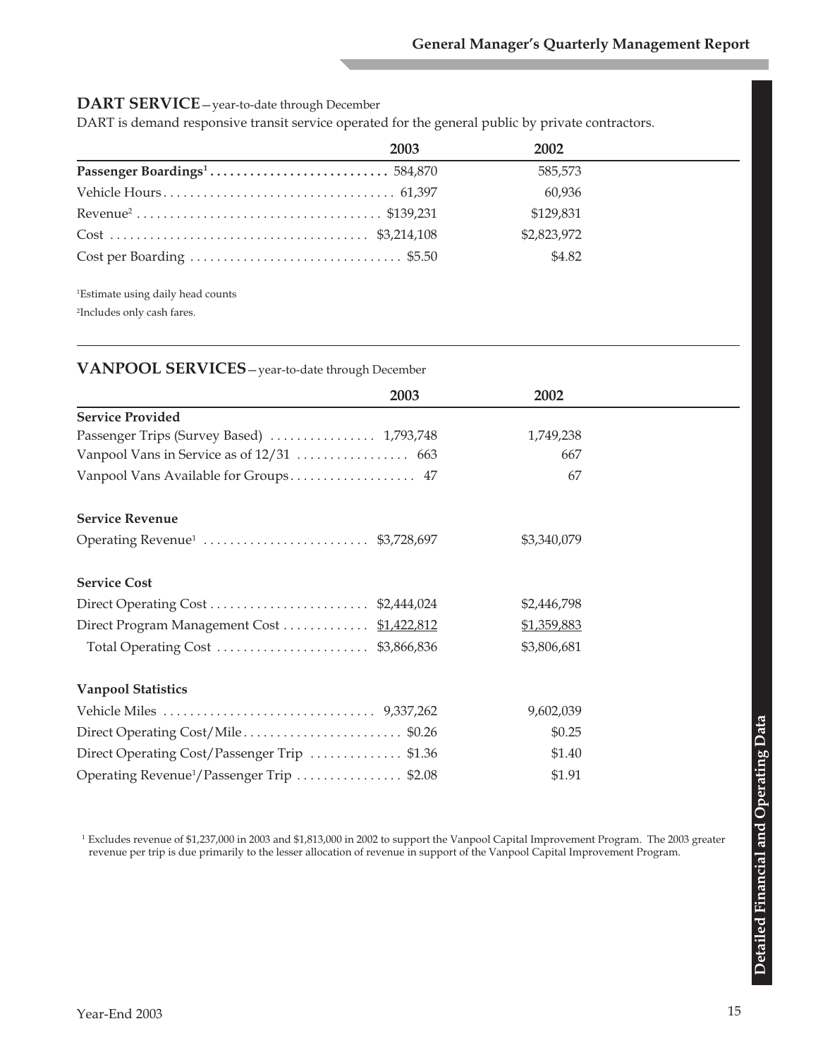## DART SERVICE—year-to-date through December

DART is demand responsive transit service operated for the general public by private contractors.

| | 2003 | 2002 |
|---|---|---|
| **Passenger Boardings[1]** | 584,870 | 585,573 |
| Vehicle Hours | 61,397 | 60,936 |
| Revenue[2] | $139,231 | $129,831 |
| Cost | $3,214,108 | $2,823,972 |
| Cost per Boarding | $5.50 | $4.82 |

[1]Estimate using daily head counts

[2]Includes only cash fares.

## VANPOOL SERVICES—year-to-date through December

| | 2003 | 2002 |
|---|---|---|
| **Service Provided** | | |
| Passenger Trips (Survey Based) | 1,793,748 | 1,749,238 |
| Vanpool Vans in Service as of 12/31 | 663 | 667 |
| Vanpool Vans Available for Groups | 47 | 67 |
| **Service Revenue** | | |
| Operating Revenue[1] | $3,728,697 | $3,340,079 |
| **Service Cost** | | |
| Direct Operating Cost | $2,444,024 | $2,446,798 |
| Direct Program Management Cost | $1,422,812 | $1,359,883 |
| Total Operating Cost | $3,866,836 | $3,806,681 |
| **Vanpool Statistics** | | |
| Vehicle Miles | 9,337,262 | 9,602,039 |
| Direct Operating Cost/Mile | $0.26 | $0.25 |
| Direct Operating Cost/Passenger Trip | $1.36 | $1.40 |
| Operating Revenue[1]/Passenger Trip | $2.08 | $1.91 |

[1] Excludes revenue of $1,237,000 in 2003 and $1,813,000 in 2002 to support the Vanpool Capital Improvement Program. The 2003 greater revenue per trip is due primarily to the lesser allocation of revenue in support of the Vanpool Capital Improvement Program.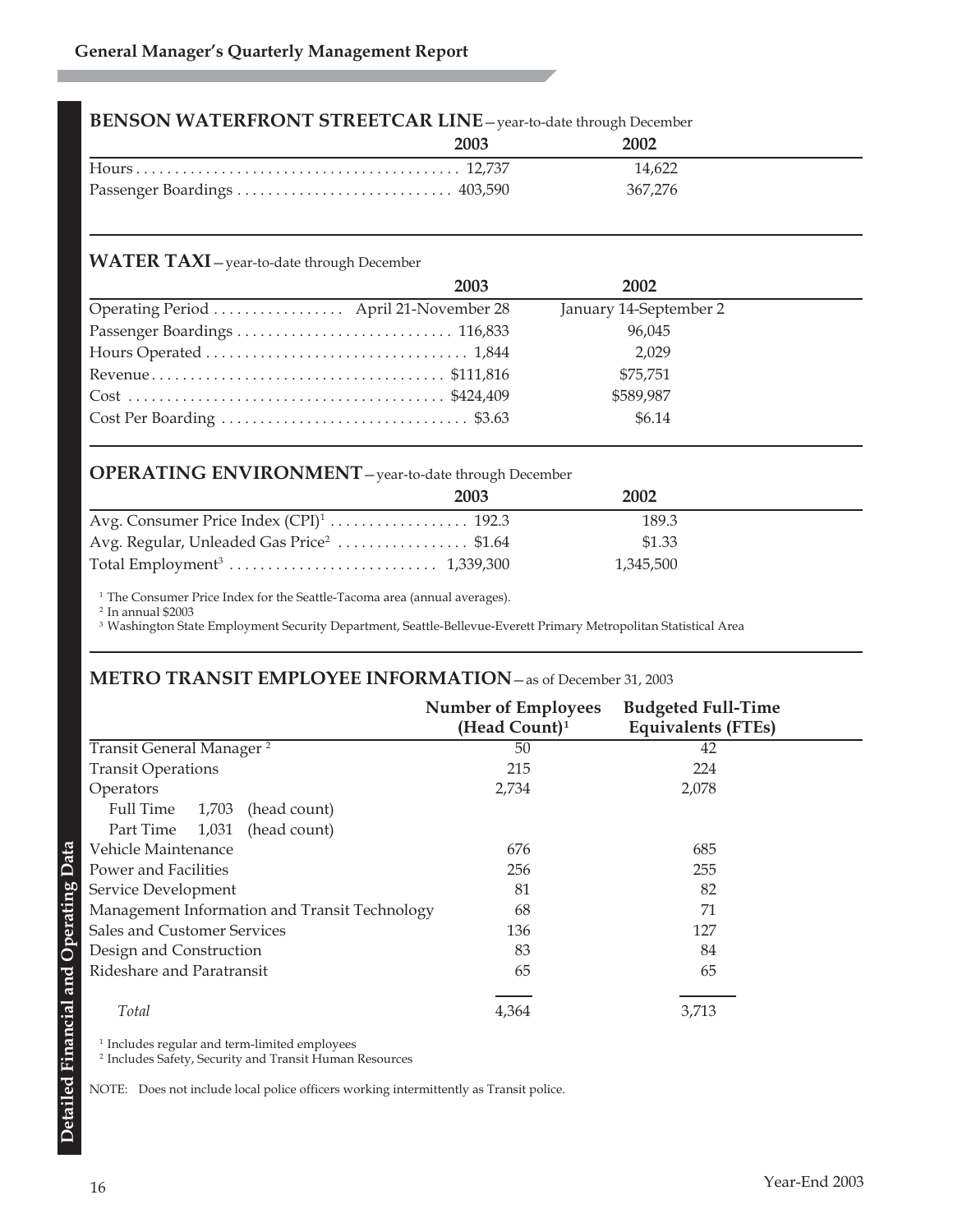## BENSON WATERFRONT STREETCAR LINE—year-to-date through December

| | 2003 | 2002 |
|---|---|---|
| Hours | 12,737 | 14,622 |
| Passenger Boardings | 403,590 | 367,276 |

## WATER TAXI—year-to-date through December

| | 2003 | 2002 |
|---|---|---|
| Operating Period | April 21-November 28 | January 14-September 2 |
| Passenger Boardings | 116,833 | 96,045 |
| Hours Operated | 1,844 | 2,029 |
| Revenue | $111,816 | $75,751 |
| Cost | $424,409 | $589,987 |
| Cost Per Boarding | $3.63 | $6.14 |

## OPERATING ENVIRONMENT—year-to-date through December

| | 2003 | 2002 |
|---|---|---|
| Avg. Consumer Price Index (CPI)[1] | 192.3 | 189.3 |
| Avg. Regular, Unleaded Gas Price[2] | $1.64 | $1.33 |
| Total Employment[3] | 1,339,300 | 1,345,500 |

[1] The Consumer Price Index for the Seattle-Tacoma area (annual averages).
[2] In annual $2003
[3] Washington State Employment Security Department, Seattle-Bellevue-Everett Primary Metropolitan Statistical Area

## METRO TRANSIT EMPLOYEE INFORMATION—as of December 31, 2003

| | Number of Employees (Head Count)[1] | Budgeted Full-Time Equivalents (FTEs) |
|---|---|---|
| Transit General Manager [2] | 50 | 42 |
| Transit Operations | 215 | 224 |
| Operators | 2,734 | 2,078 |
| Full Time 1,703 (head count) | | |
| Part Time 1,031 (head count) | | |
| Vehicle Maintenance | 676 | 685 |
| Power and Facilities | 256 | 255 |
| Service Development | 81 | 82 |
| Management Information and Transit Technology | 68 | 71 |
| Sales and Customer Services | 136 | 127 |
| Design and Construction | 83 | 84 |
| Rideshare and Paratransit | 65 | 65 |
| *Total* | 4,364 | 3,713 |

[1] Includes regular and term-limited employees
[2] Includes Safety, Security and Transit Human Resources

NOTE: Does not include local police officers working intermittently as Transit police.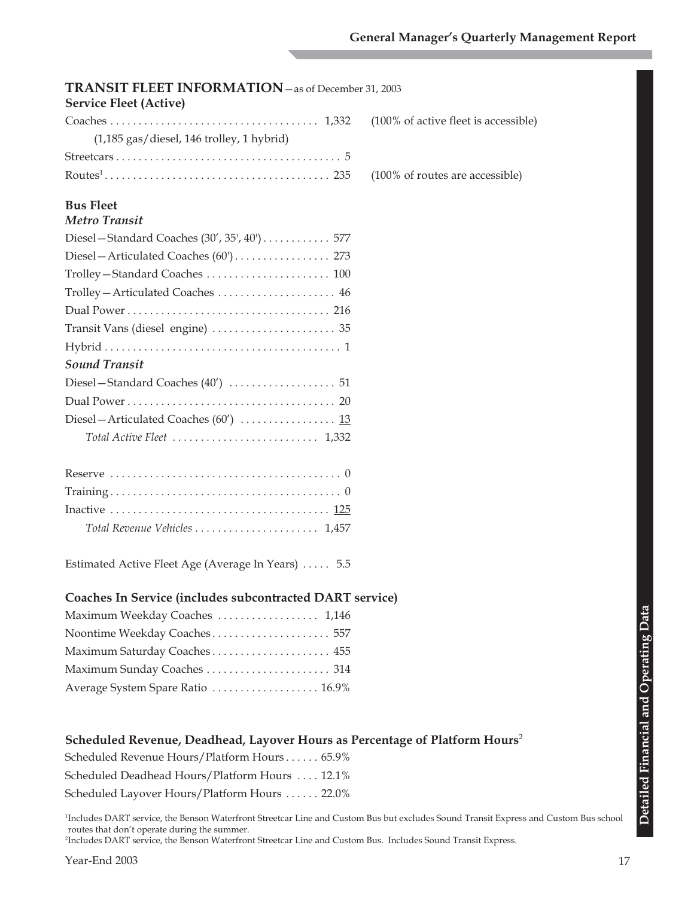## TRANSIT FLEET INFORMATION—as of December 31, 2003

### Service Fleet (Active)

| | | |
|---|---|---|
| Coaches | 1,332 | (100% of active fleet is accessible) |
| (1,185 gas/diesel, 146 trolley, 1 hybrid) | | |
| Streetcars | 5 | |
| Routes[1] | 235 | (100% of routes are accessible) |

### Bus Fleet

***Metro Transit***

| | |
|---|---|
| Diesel—Standard Coaches (30', 35', 40') | 577 |
| Diesel—Articulated Coaches (60') | 273 |
| Trolley—Standard Coaches | 100 |
| Trolley—Articulated Coaches | 46 |
| Dual Power | 216 |
| Transit Vans (diesel engine) | 35 |
| Hybrid | 1 |

***Sound Transit***

| | |
|---|---|
| Diesel—Standard Coaches (40') | 51 |
| Dual Power | 20 |
| Diesel—Articulated Coaches (60') | 13 |
| *Total Active Fleet* | 1,332 |

| | |
|---|---|
| Reserve | 0 |
| Training | 0 |
| Inactive | 125 |
| *Total Revenue Vehicles* | 1,457 |

Estimated Active Fleet Age (Average In Years) ..... 5.5

### Coaches In Service (includes subcontracted DART service)

| | |
|---|---|
| Maximum Weekday Coaches | 1,146 |
| Noontime Weekday Coaches | 557 |
| Maximum Saturday Coaches | 455 |
| Maximum Sunday Coaches | 314 |
| Average System Spare Ratio | 16.9% |

### Scheduled Revenue, Deadhead, Layover Hours as Percentage of Platform Hours[2]

| | |
|---|---|
| Scheduled Revenue Hours/Platform Hours | 65.9% |
| Scheduled Deadhead Hours/Platform Hours | 12.1% |
| Scheduled Layover Hours/Platform Hours | 22.0% |

[1]Includes DART service, the Benson Waterfront Streetcar Line and Custom Bus but excludes Sound Transit Express and Custom Bus school routes that don't operate during the summer.
[2]Includes DART service, the Benson Waterfront Streetcar Line and Custom Bus. Includes Sound Transit Express.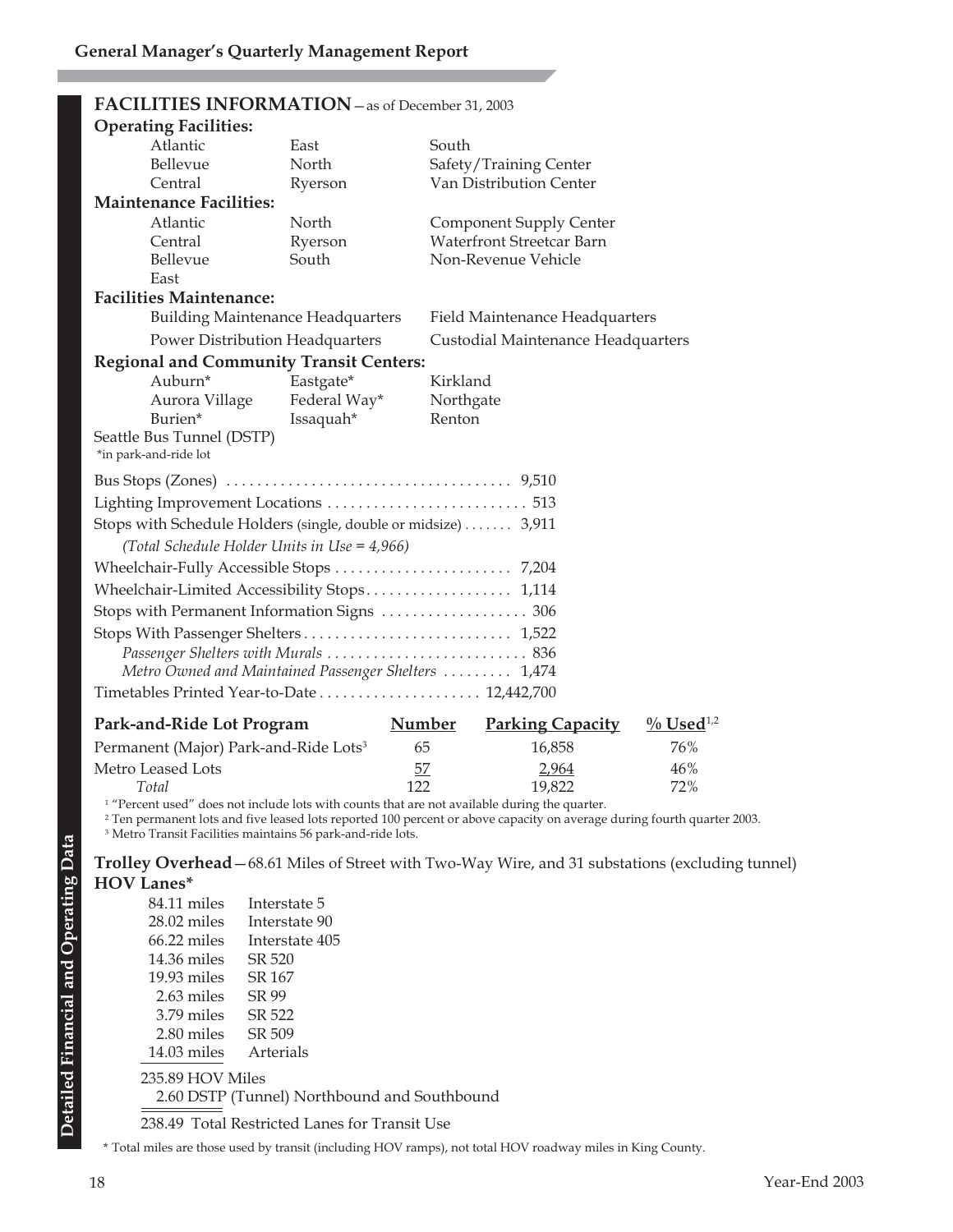## FACILITIES INFORMATION — as of December 31, 2003

**Operating Facilities:**

| | | |
|---|---|---|
| Atlantic | East | South |
| Bellevue | North | Safety/Training Center |
| Central | Ryerson | Van Distribution Center |

**Maintenance Facilities:**

| | | |
|---|---|---|
| Atlantic | North | Component Supply Center |
| Central | Ryerson | Waterfront Streetcar Barn |
| Bellevue | South | Non-Revenue Vehicle |
| East | | |

**Facilities Maintenance:**

| | |
|---|---|
| Building Maintenance Headquarters | Field Maintenance Headquarters |
| Power Distribution Headquarters | Custodial Maintenance Headquarters |

**Regional and Community Transit Centers:**

| | | |
|---|---|---|
| Auburn* | Eastgate* | Kirkland |
| Aurora Village | Federal Way* | Northgate |
| Burien* | Issaquah* | Renton |

Seattle Bus Tunnel (DSTP)

*in park-and-ride lot

Bus Stops (Zones) .................................... 9,510
Lighting Improvement Locations .......................... 513
Stops with Schedule Holders (single, double or midsize) ....... 3,911
*(Total Schedule Holder Units in Use = 4,966)*
Wheelchair-Fully Accessible Stops ....................... 7,204
Wheelchair-Limited Accessibility Stops.................. 1,114
Stops with Permanent Information Signs .................. 306
Stops With Passenger Shelters........................... 1,522
*Passenger Shelters with Murals .......................... 836*
*Metro Owned and Maintained Passenger Shelters ......... 1,474*
Timetables Printed Year-to-Date..................... 12,442,700

| Park-and-Ride Lot Program | Number | Parking Capacity | % Used[1,2] |
|---|---|---|---|
| Permanent (Major) Park-and-Ride Lots[3] | 65 | 16,858 | 76% |
| Metro Leased Lots | 57 | 2,964 | 46% |
| *Total* | 122 | 19,822 | 72% |

[1] "Percent used" does not include lots with counts that are not available during the quarter.
[2] Ten permanent lots and five leased lots reported 100 percent or above capacity on average during fourth quarter 2003.
[3] Metro Transit Facilities maintains 56 park-and-ride lots.

**Trolley Overhead**—68.61 Miles of Street with Two-Way Wire, and 31 substations (excluding tunnel)

**HOV Lanes***

| | |
|---|---|
| 84.11 miles | Interstate 5 |
| 28.02 miles | Interstate 90 |
| 66.22 miles | Interstate 405 |
| 14.36 miles | SR 520 |
| 19.93 miles | SR 167 |
| 2.63 miles | SR 99 |
| 3.79 miles | SR 522 |
| 2.80 miles | SR 509 |
| 14.03 miles | Arterials |

235.89 HOV Miles
2.60 DSTP (Tunnel) Northbound and Southbound

238.49 Total Restricted Lanes for Transit Use

* Total miles are those used by transit (including HOV ramps), not total HOV roadway miles in King County.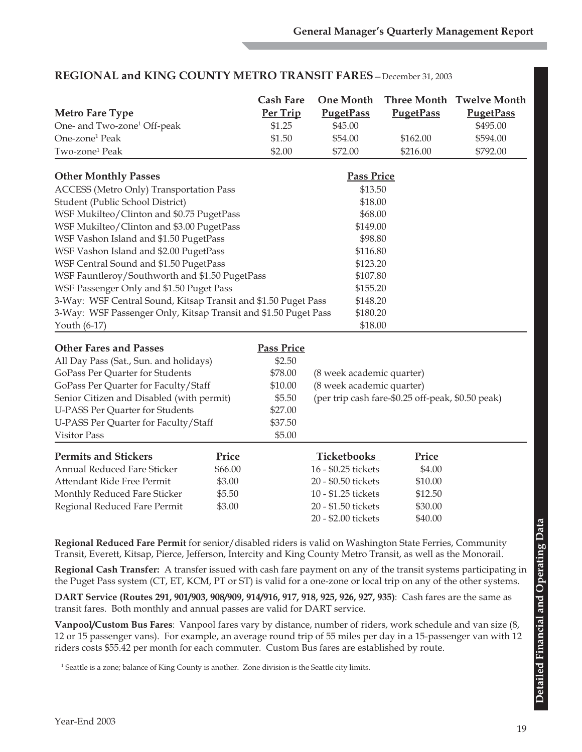## REGIONAL and KING COUNTY METRO TRANSIT FARES—December 31, 2003

| Metro Fare Type | Cash Fare Per Trip | One Month PugetPass | Three Month PugetPass | Twelve Month PugetPass |
|---|---|---|---|---|
| One- and Two-zone[1] Off-peak | $1.25 | $45.00 | | $495.00 |
| One-zone[1] Peak | $1.50 | $54.00 | $162.00 | $594.00 |
| Two-zone[1] Peak | $2.00 | $72.00 | $216.00 | $792.00 |

| Other Monthly Passes | Pass Price |
|---|---|
| ACCESS (Metro Only) Transportation Pass | $13.50 |
| Student (Public School District) | $18.00 |
| WSF Mukilteo/Clinton and $0.75 PugetPass | $68.00 |
| WSF Mukilteo/Clinton and $3.00 PugetPass | $149.00 |
| WSF Vashon Island and $1.50 PugetPass | $98.80 |
| WSF Vashon Island and $2.00 PugetPass | $116.80 |
| WSF Central Sound and $1.50 PugetPass | $123.20 |
| WSF Fauntleroy/Southworth and $1.50 PugetPass | $107.80 |
| WSF Passenger Only and $1.50 Puget Pass | $155.20 |
| 3-Way: WSF Central Sound, Kitsap Transit and $1.50 Puget Pass | $148.20 |
| 3-Way: WSF Passenger Only, Kitsap Transit and $1.50 Puget Pass | $180.20 |
| Youth (6-17) | $18.00 |

| Other Fares and Passes | Pass Price | |
|---|---|---|
| All Day Pass (Sat., Sun. and holidays) | $2.50 | |
| GoPass Per Quarter for Students | $78.00 | (8 week academic quarter) |
| GoPass Per Quarter for Faculty/Staff | $10.00 | (8 week academic quarter) |
| Senior Citizen and Disabled (with permit) | $5.50 | (per trip cash fare-$0.25 off-peak, $0.50 peak) |
| U-PASS Per Quarter for Students | $27.00 | |
| U-PASS Per Quarter for Faculty/Staff | $37.50 | |
| Visitor Pass | $5.00 | |

| Permits and Stickers | Price | Ticketbooks | Price |
|---|---|---|---|
| Annual Reduced Fare Sticker | $66.00 | 16 - $0.25 tickets | $4.00 |
| Attendant Ride Free Permit | $3.00 | 20 - $0.50 tickets | $10.00 |
| Monthly Reduced Fare Sticker | $5.50 | 10 - $1.25 tickets | $12.50 |
| Regional Reduced Fare Permit | $3.00 | 20 - $1.50 tickets | $30.00 |
| | | 20 - $2.00 tickets | $40.00 |

**Regional Reduced Fare Permit** for senior/disabled riders is valid on Washington State Ferries, Community Transit, Everett, Kitsap, Pierce, Jefferson, Intercity and King County Metro Transit, as well as the Monorail.

**Regional Cash Transfer:** A transfer issued with cash fare payment on any of the transit systems participating in the Puget Pass system (CT, ET, KCM, PT or ST) is valid for a one-zone or local trip on any of the other systems.

**DART Service (Routes 291, 901/903, 908/909, 914/916, 917, 918, 925, 926, 927, 935)**: Cash fares are the same as transit fares. Both monthly and annual passes are valid for DART service.

**Vanpool/Custom Bus Fares**: Vanpool fares vary by distance, number of riders, work schedule and van size (8, 12 or 15 passenger vans). For example, an average round trip of 55 miles per day in a 15-passenger van with 12 riders costs $55.42 per month for each commuter. Custom Bus fares are established by route.

[1] Seattle is a zone; balance of King County is another. Zone division is the Seattle city limits.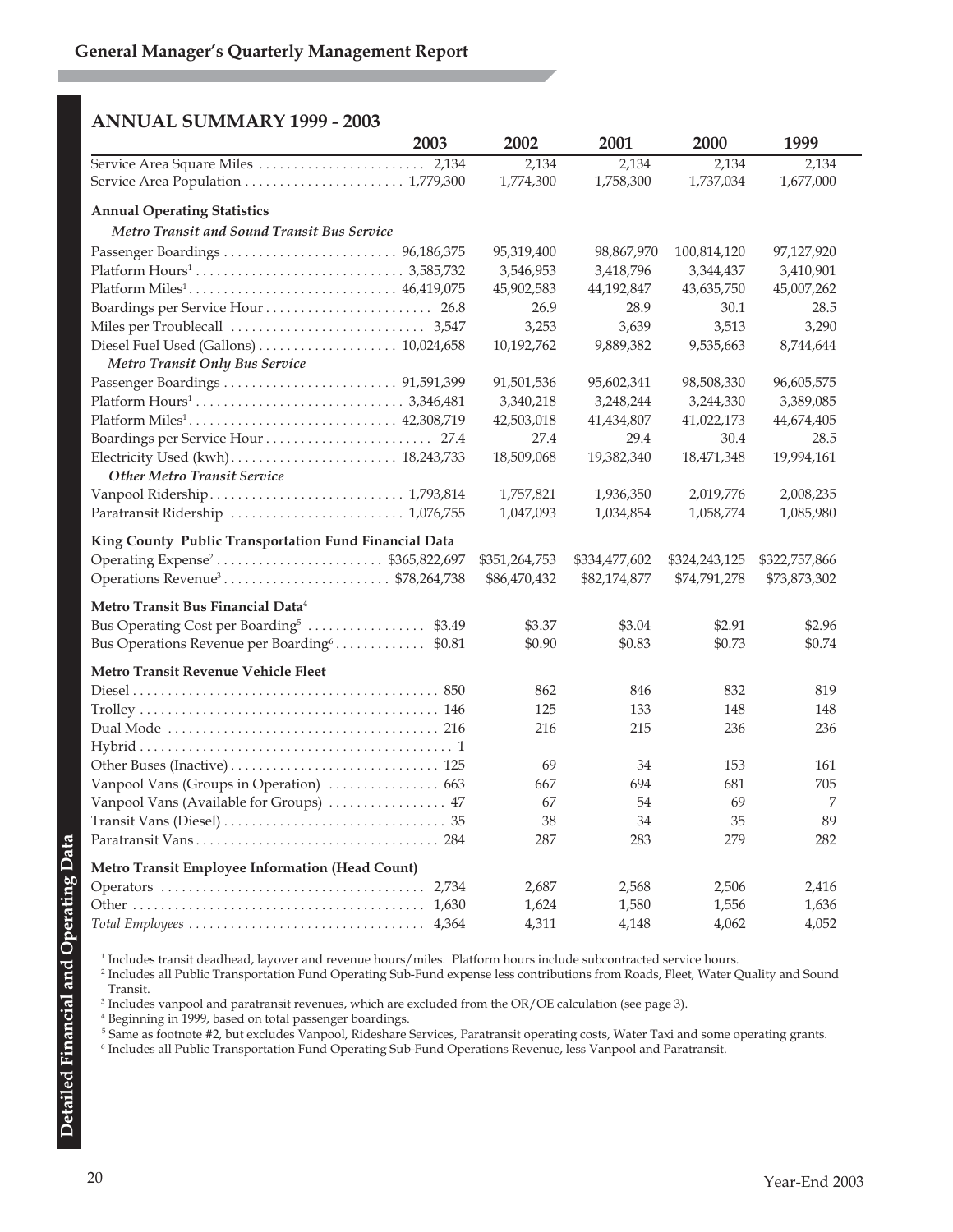## ANNUAL SUMMARY 1999 - 2003

| | 2003 | 2002 | 2001 | 2000 | 1999 |
|---|---|---|---|---|---|
| Service Area Square Miles | 2,134 | 2,134 | 2,134 | 2,134 | 2,134 |
| Service Area Population | 1,779,300 | 1,774,300 | 1,758,300 | 1,737,034 | 1,677,000 |
| **Annual Operating Statistics** | | | | | |
| ***Metro Transit and Sound Transit Bus Service*** | | | | | |
| Passenger Boardings | 96,186,375 | 95,319,400 | 98,867,970 | 100,814,120 | 97,127,920 |
| Platform Hours[1] | 3,585,732 | 3,546,953 | 3,418,796 | 3,344,437 | 3,410,901 |
| Platform Miles[1] | 46,419,075 | 45,902,583 | 44,192,847 | 43,635,750 | 45,007,262 |
| Boardings per Service Hour | 26.8 | 26.9 | 28.9 | 30.1 | 28.5 |
| Miles per Troublecall | 3,547 | 3,253 | 3,639 | 3,513 | 3,290 |
| Diesel Fuel Used (Gallons) | 10,024,658 | 10,192,762 | 9,889,382 | 9,535,663 | 8,744,644 |
| ***Metro Transit Only Bus Service*** | | | | | |
| Passenger Boardings | 91,591,399 | 91,501,536 | 95,602,341 | 98,508,330 | 96,605,575 |
| Platform Hours[1] | 3,346,481 | 3,340,218 | 3,248,244 | 3,244,330 | 3,389,085 |
| Platform Miles[1] | 42,308,719 | 42,503,018 | 41,434,807 | 41,022,173 | 44,674,405 |
| Boardings per Service Hour | 27.4 | 27.4 | 29.4 | 30.4 | 28.5 |
| Electricity Used (kwh) | 18,243,733 | 18,509,068 | 19,382,340 | 18,471,348 | 19,994,161 |
| ***Other Metro Transit Service*** | | | | | |
| Vanpool Ridership | 1,793,814 | 1,757,821 | 1,936,350 | 2,019,776 | 2,008,235 |
| Paratransit Ridership | 1,076,755 | 1,047,093 | 1,034,854 | 1,058,774 | 1,085,980 |
| **King County Public Transportation Fund Financial Data** | | | | | |
| Operating Expense[2] | $365,822,697 | $351,264,753 | $334,477,602 | $324,243,125 | $322,757,866 |
| Operations Revenue[3] | $78,264,738 | $86,470,432 | $82,174,877 | $74,791,278 | $73,873,302 |
| **Metro Transit Bus Financial Data[4]** | | | | | |
| Bus Operating Cost per Boarding[5] | $3.49 | $3.37 | $3.04 | $2.91 | $2.96 |
| Bus Operations Revenue per Boarding[6] | $0.81 | $0.90 | $0.83 | $0.73 | $0.74 |
| **Metro Transit Revenue Vehicle Fleet** | | | | | |
| Diesel | 850 | 862 | 846 | 832 | 819 |
| Trolley | 146 | 125 | 133 | 148 | 148 |
| Dual Mode | 216 | 216 | 215 | 236 | 236 |
| Hybrid | 1 | | | | |
| Other Buses (Inactive) | 125 | 69 | 34 | 153 | 161 |
| Vanpool Vans (Groups in Operation) | 663 | 667 | 694 | 681 | 705 |
| Vanpool Vans (Available for Groups) | 47 | 67 | 54 | 69 | 7 |
| Transit Vans (Diesel) | 35 | 38 | 34 | 35 | 89 |
| Paratransit Vans | 284 | 287 | 283 | 279 | 282 |
| **Metro Transit Employee Information (Head Count)** | | | | | |
| Operators | 2,734 | 2,687 | 2,568 | 2,506 | 2,416 |
| Other | 1,630 | 1,624 | 1,580 | 1,556 | 1,636 |
| *Total Employees* | 4,364 | 4,311 | 4,148 | 4,062 | 4,052 |

[1] Includes transit deadhead, layover and revenue hours/miles. Platform hours include subcontracted service hours.

[2] Includes all Public Transportation Fund Operating Sub-Fund expense less contributions from Roads, Fleet, Water Quality and Sound Transit.

[3] Includes vanpool and paratransit revenues, which are excluded from the OR/OE calculation (see page 3).

[4] Beginning in 1999, based on total passenger boardings.

[5] Same as footnote #2, but excludes Vanpool, Rideshare Services, Paratransit operating costs, Water Taxi and some operating grants.

[6] Includes all Public Transportation Fund Operating Sub-Fund Operations Revenue, less Vanpool and Paratransit.